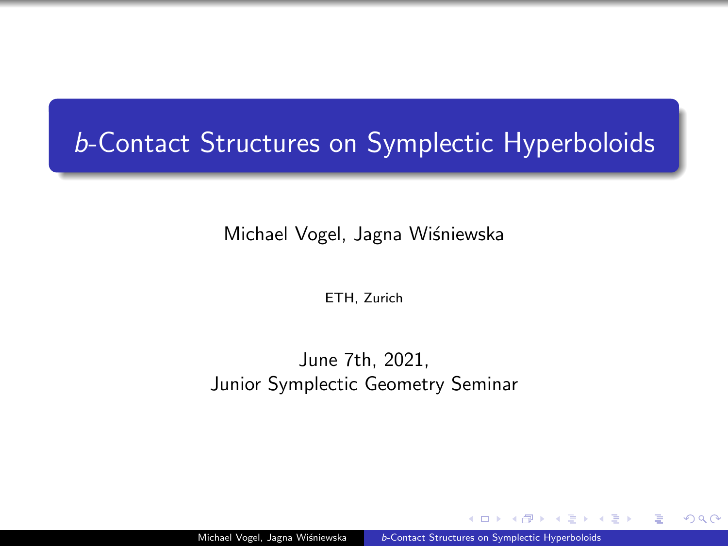# $b$-Contact Structures on Symplectic Hyperboloids

Michael Vogel, Jagna Wiśniewska

ETH, Zurich

June 7th, 2021,
Junior Symplectic Geometry Seminar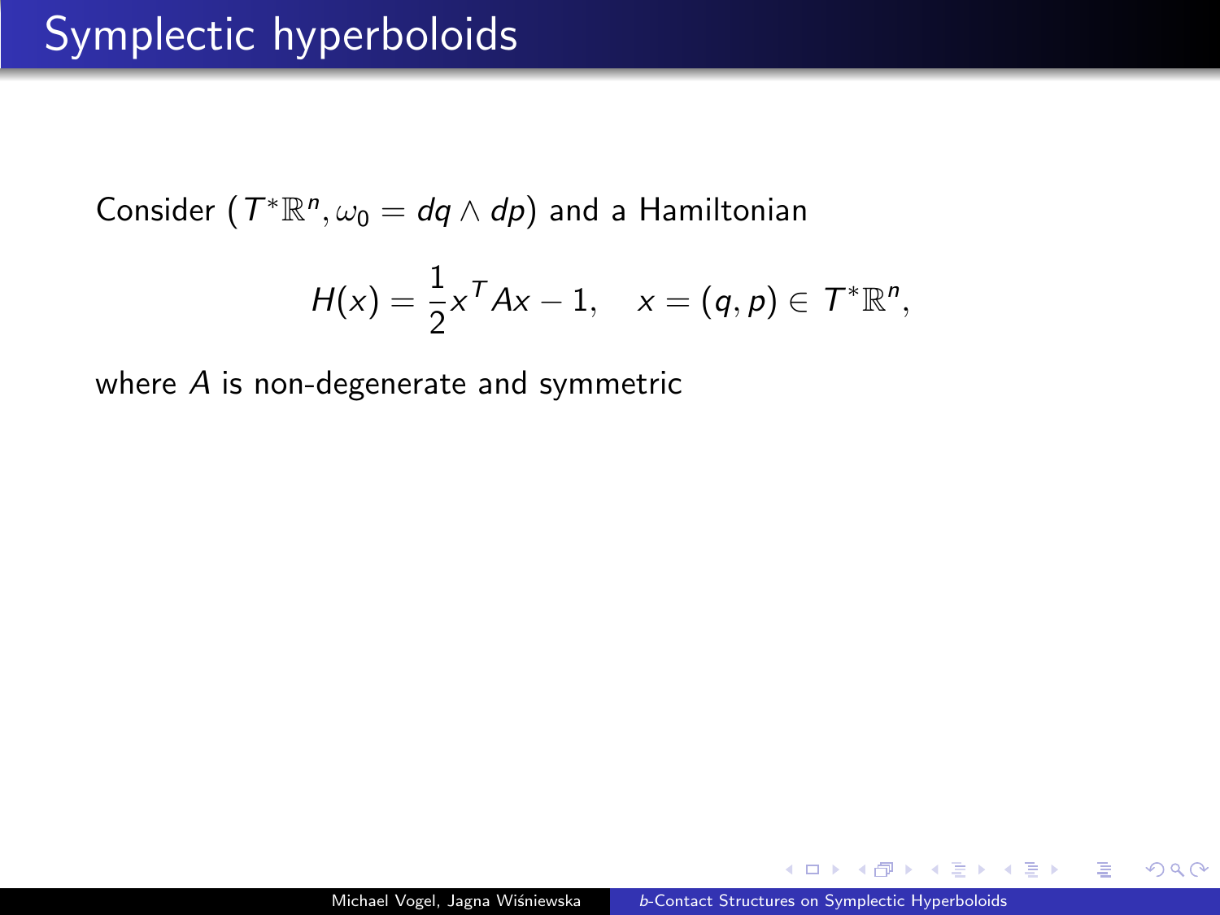# Symplectic hyperboloids

Consider $(T^*\mathbb{R}^n, \omega_0 = dq \wedge dp)$ and a Hamiltonian

$$H(x) = \frac{1}{2}x^T Ax - 1, \quad x = (q, p) \in T^*\mathbb{R}^n,$$

where $A$ is non-degenerate and symmetric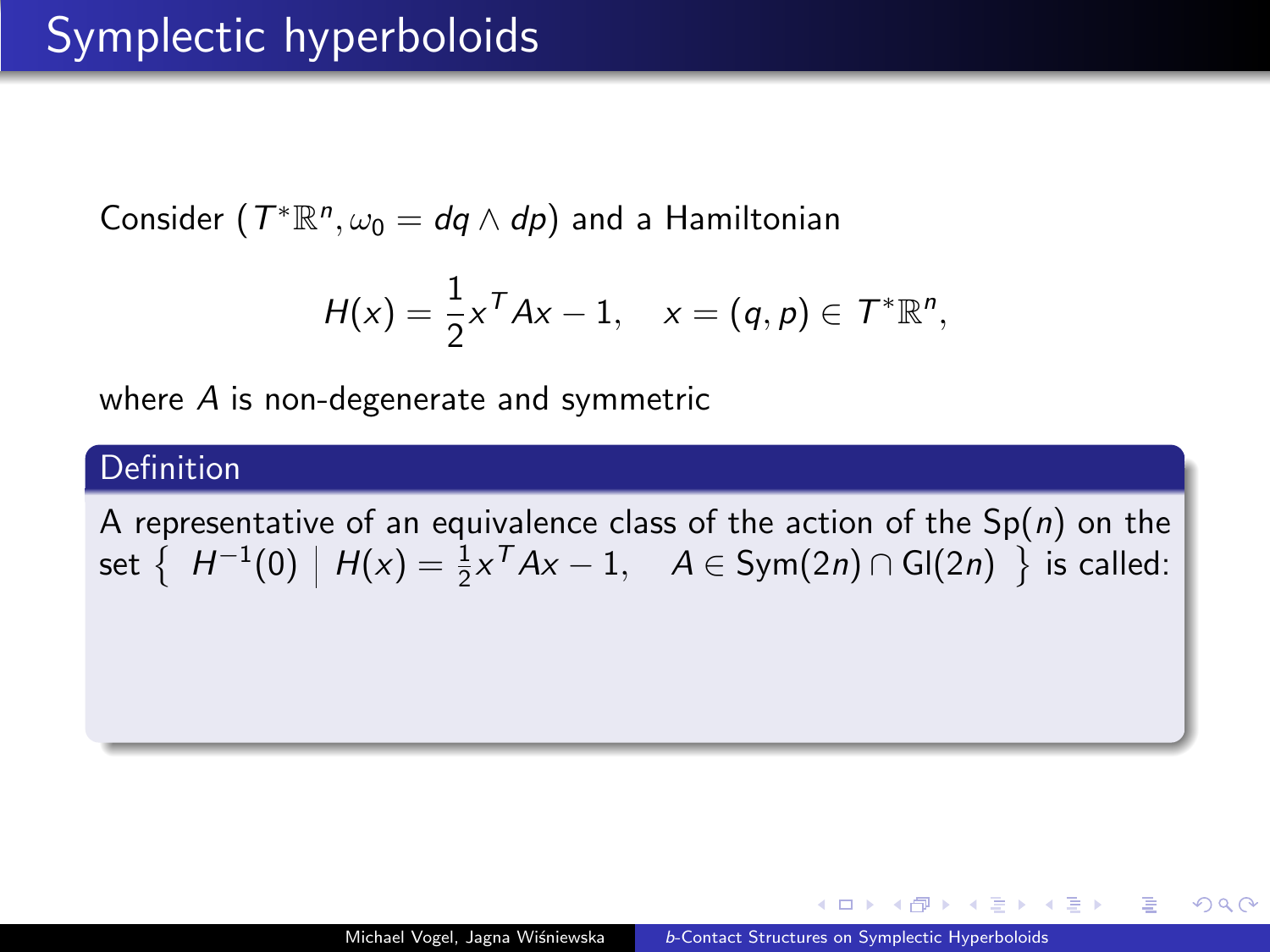# Symplectic hyperboloids

Consider $(T^*\mathbb{R}^n, \omega_0 = dq \wedge dp)$ and a Hamiltonian

$$H(x) = \frac{1}{2}x^T Ax - 1, \quad x = (q,p) \in T^*\mathbb{R}^n,$$

where $A$ is non-degenerate and symmetric

**Definition**

A representative of an equivalence class of the action of the $\mathrm{Sp}(n)$ on the set $\left\{ \; H^{-1}(0) \;\middle|\; H(x) = \frac{1}{2}x^T Ax - 1, \quad A \in \mathrm{Sym}(2n) \cap \mathrm{Gl}(2n) \; \right\}$ is called: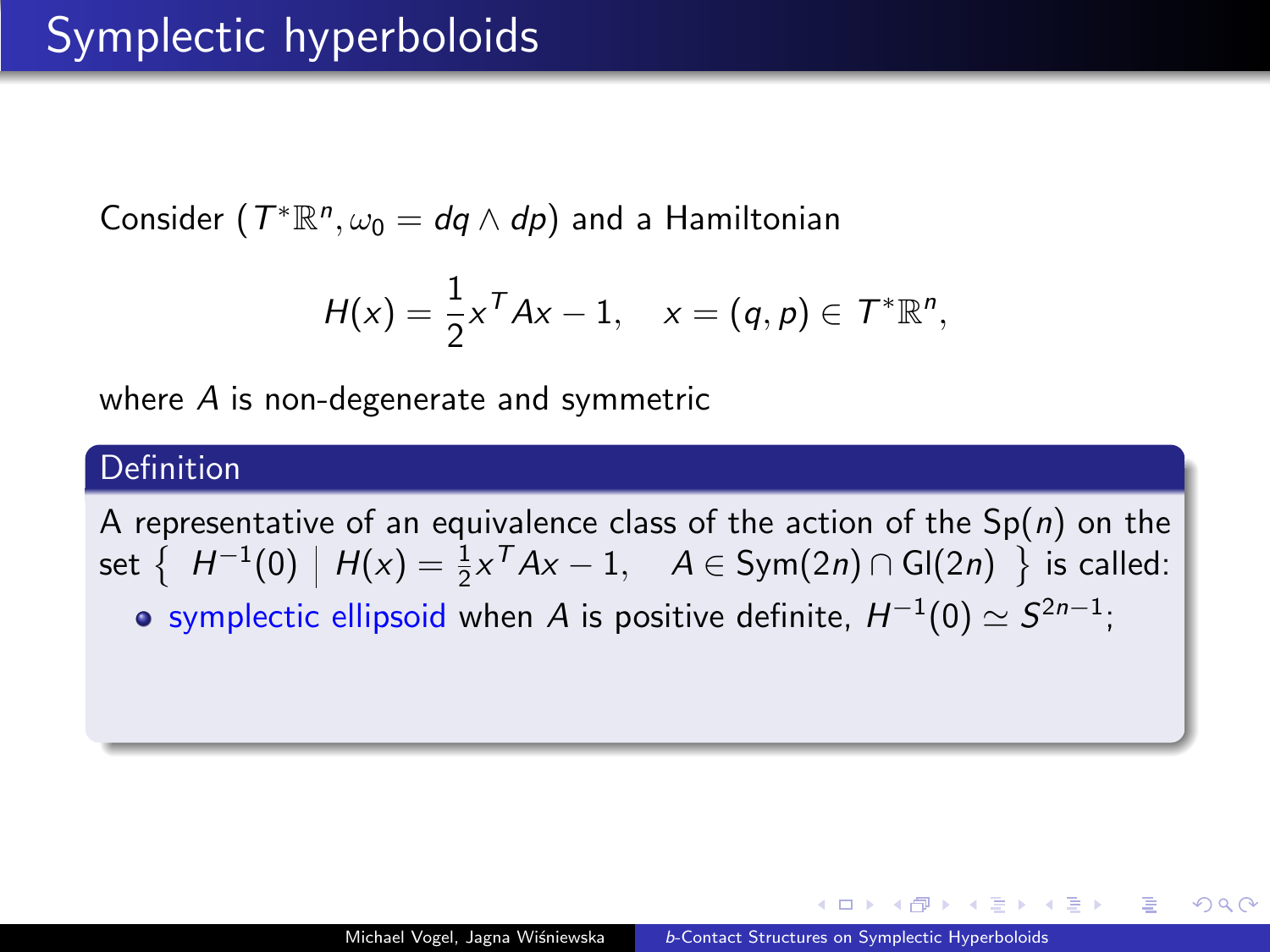# Symplectic hyperboloids

Consider $(T^*\mathbb{R}^n, \omega_0 = dq \wedge dp)$ and a Hamiltonian

$$H(x) = \frac{1}{2}x^T Ax - 1, \quad x = (q, p) \in T^*\mathbb{R}^n,$$

where $A$ is non-degenerate and symmetric

**Definition**

A representative of an equivalence class of the action of the $\mathrm{Sp}(n)$ on the set $\left\{ \; H^{-1}(0) \;\middle|\; H(x) = \frac{1}{2}x^T Ax - 1, \quad A \in \mathrm{Sym}(2n) \cap \mathrm{Gl}(2n) \; \right\}$ is called:

- symplectic ellipsoid when $A$ is positive definite, $H^{-1}(0) \simeq S^{2n-1}$;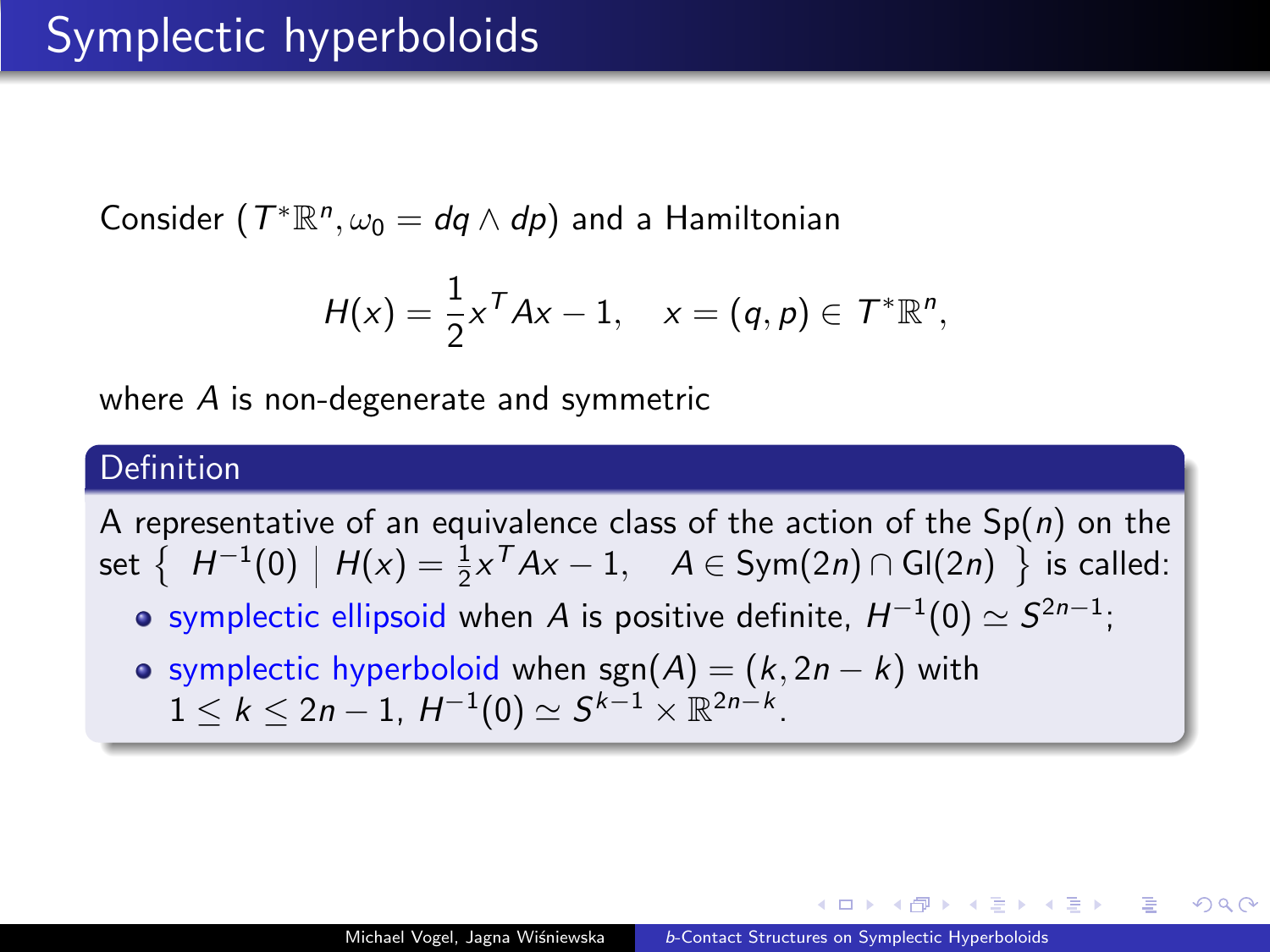# Symplectic hyperboloids

Consider $(T^*\mathbb{R}^n, \omega_0 = dq \wedge dp)$ and a Hamiltonian

$$H(x) = \frac{1}{2}x^T A x - 1, \quad x = (q,p) \in T^*\mathbb{R}^n,$$

where $A$ is non-degenerate and symmetric

**Definition**

A representative of an equivalence class of the action of the $\mathrm{Sp}(n)$ on the set $\left\{ \; H^{-1}(0) \;\middle|\; H(x) = \frac{1}{2}x^T A x - 1, \quad A \in \mathrm{Sym}(2n) \cap \mathrm{Gl}(2n) \; \right\}$ is called:

- symplectic ellipsoid when $A$ is positive definite, $H^{-1}(0) \simeq S^{2n-1}$;
- symplectic hyperboloid when $\mathrm{sgn}(A) = (k, 2n-k)$ with $1 \leq k \leq 2n-1$, $H^{-1}(0) \simeq S^{k-1} \times \mathbb{R}^{2n-k}$.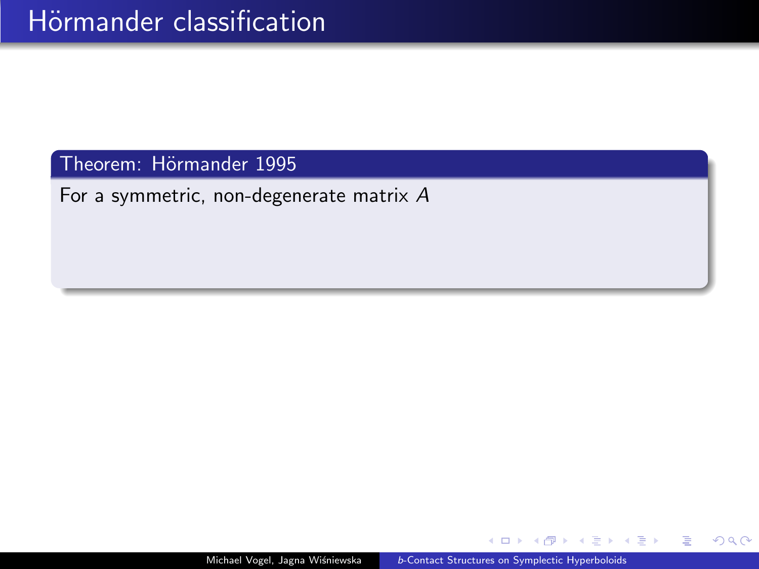# Hörmander classification

**Theorem: Hörmander 1995**

For a symmetric, non-degenerate matrix $A$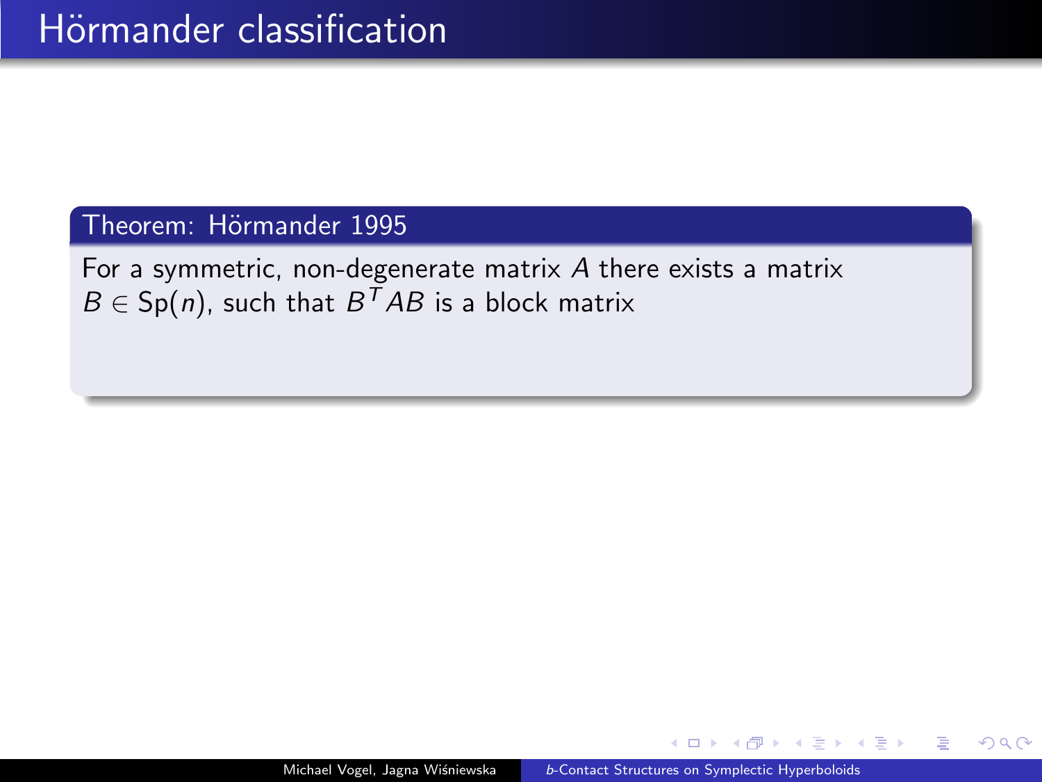# Hörmander classification

**Theorem: Hörmander 1995**

For a symmetric, non-degenerate matrix $A$ there exists a matrix $B \in \mathrm{Sp}(n)$, such that $B^T AB$ is a block matrix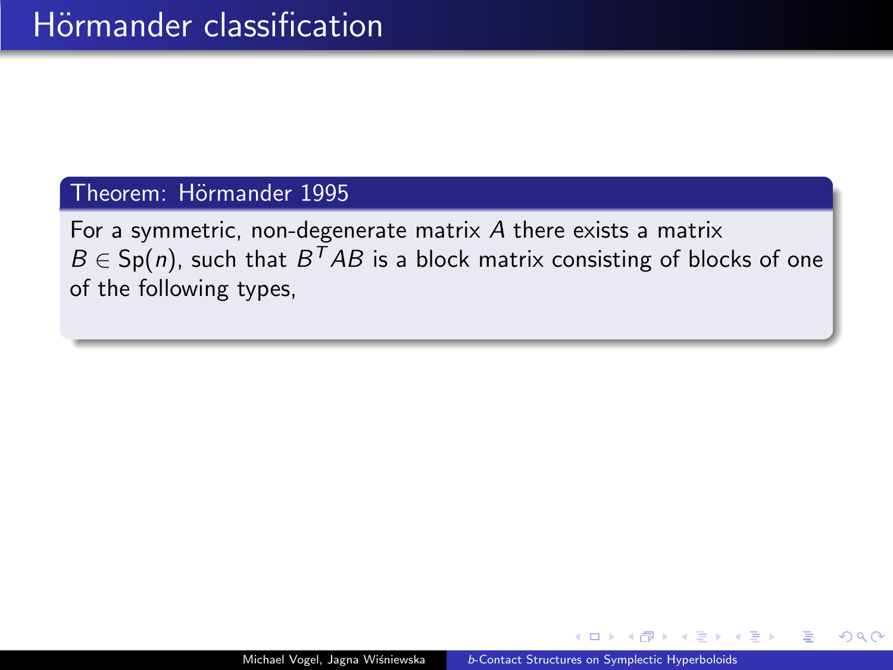# Hörmander classification

**Theorem: Hörmander 1995**

For a symmetric, non-degenerate matrix $A$ there exists a matrix $B \in \mathrm{Sp}(n)$, such that $B^T AB$ is a block matrix consisting of blocks of one of the following types,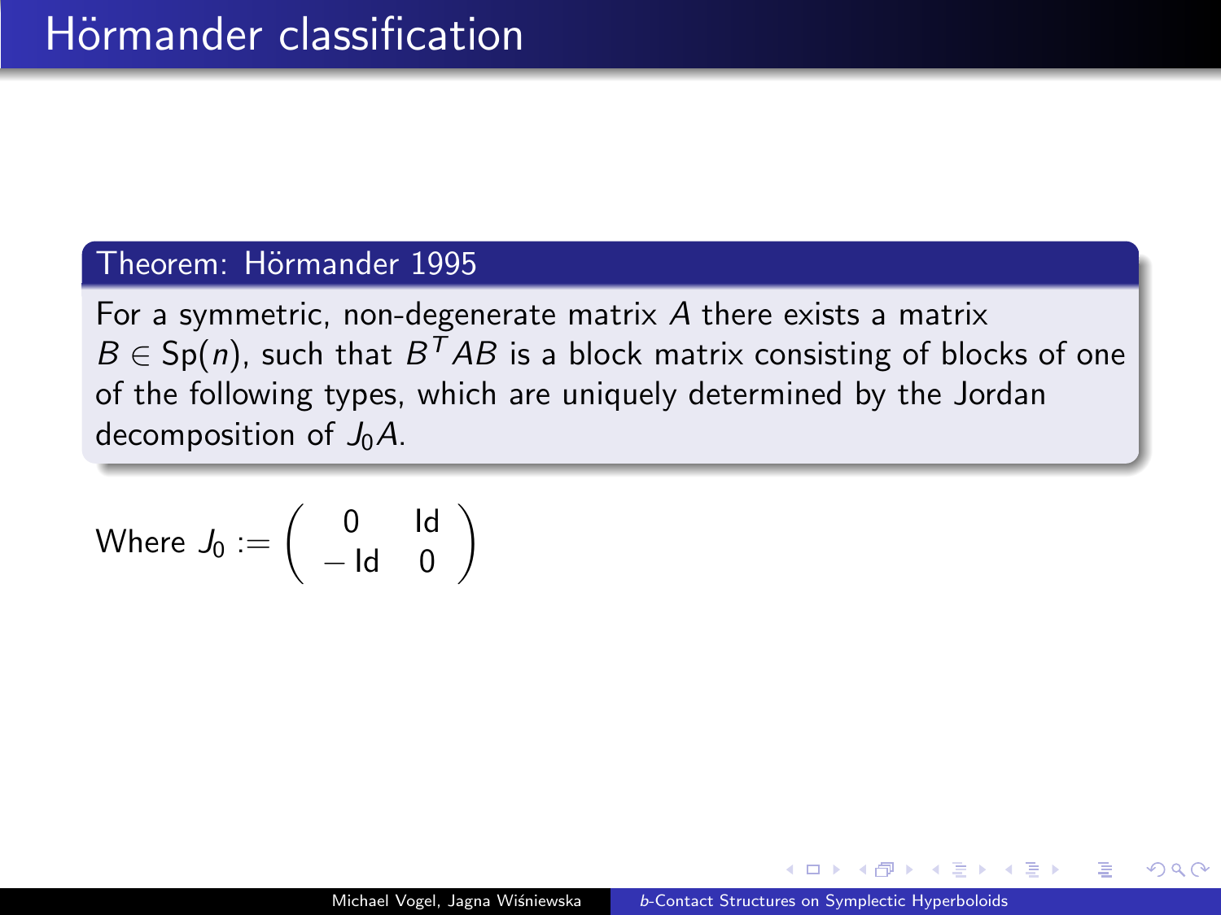# Hörmander classification

**Theorem: Hörmander 1995**

For a symmetric, non-degenerate matrix $A$ there exists a matrix $B \in \mathrm{Sp}(n)$, such that $B^T AB$ is a block matrix consisting of blocks of one of the following types, which are uniquely determined by the Jordan decomposition of $J_0 A$.

Where $J_0 := \begin{pmatrix} 0 & \mathrm{Id} \\ -\mathrm{Id} & 0 \end{pmatrix}$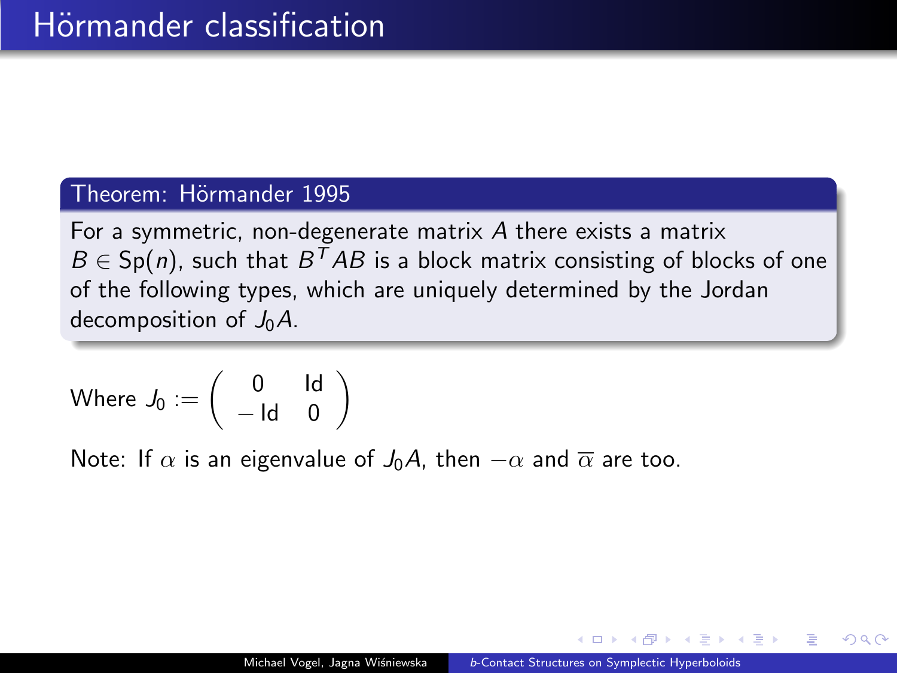# Hörmander classification

**Theorem: Hörmander 1995**

For a symmetric, non-degenerate matrix $A$ there exists a matrix $B \in \mathrm{Sp}(n)$, such that $B^T AB$ is a block matrix consisting of blocks of one of the following types, which are uniquely determined by the Jordan decomposition of $J_0 A$.

Where $J_0 := \begin{pmatrix} 0 & \mathrm{Id} \\ -\mathrm{Id} & 0 \end{pmatrix}$

Note: If $\alpha$ is an eigenvalue of $J_0 A$, then $-\alpha$ and $\overline{\alpha}$ are too.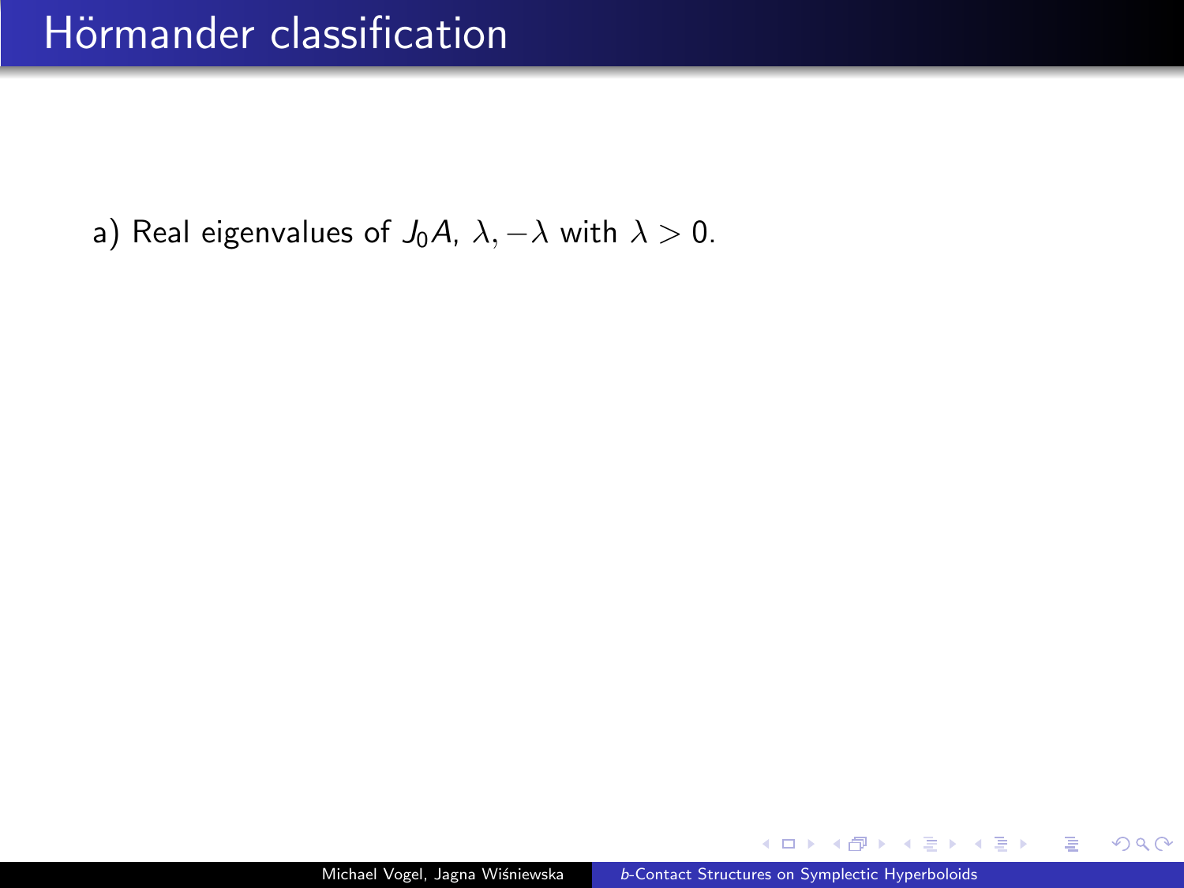# Hörmander classification

a) Real eigenvalues of $J_0A$, $\lambda, -\lambda$ with $\lambda > 0$.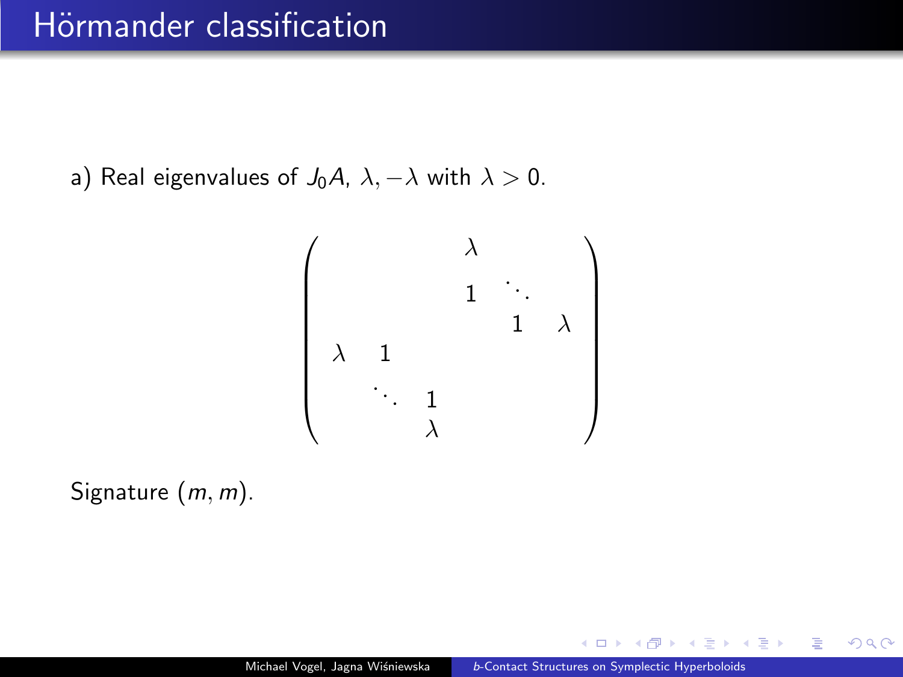# Hörmander classification

a) Real eigenvalues of $J_0 A$, $\lambda, -\lambda$ with $\lambda > 0$.

$$
\begin{pmatrix}
 & & & \lambda & & \\
 & & & 1 & \ddots & \\
 & & & & 1 & \lambda \\
\lambda & 1 & & & & \\
 & \ddots & 1 & & & \\
 & & \lambda & & &
\end{pmatrix}
$$

Signature $(m, m)$.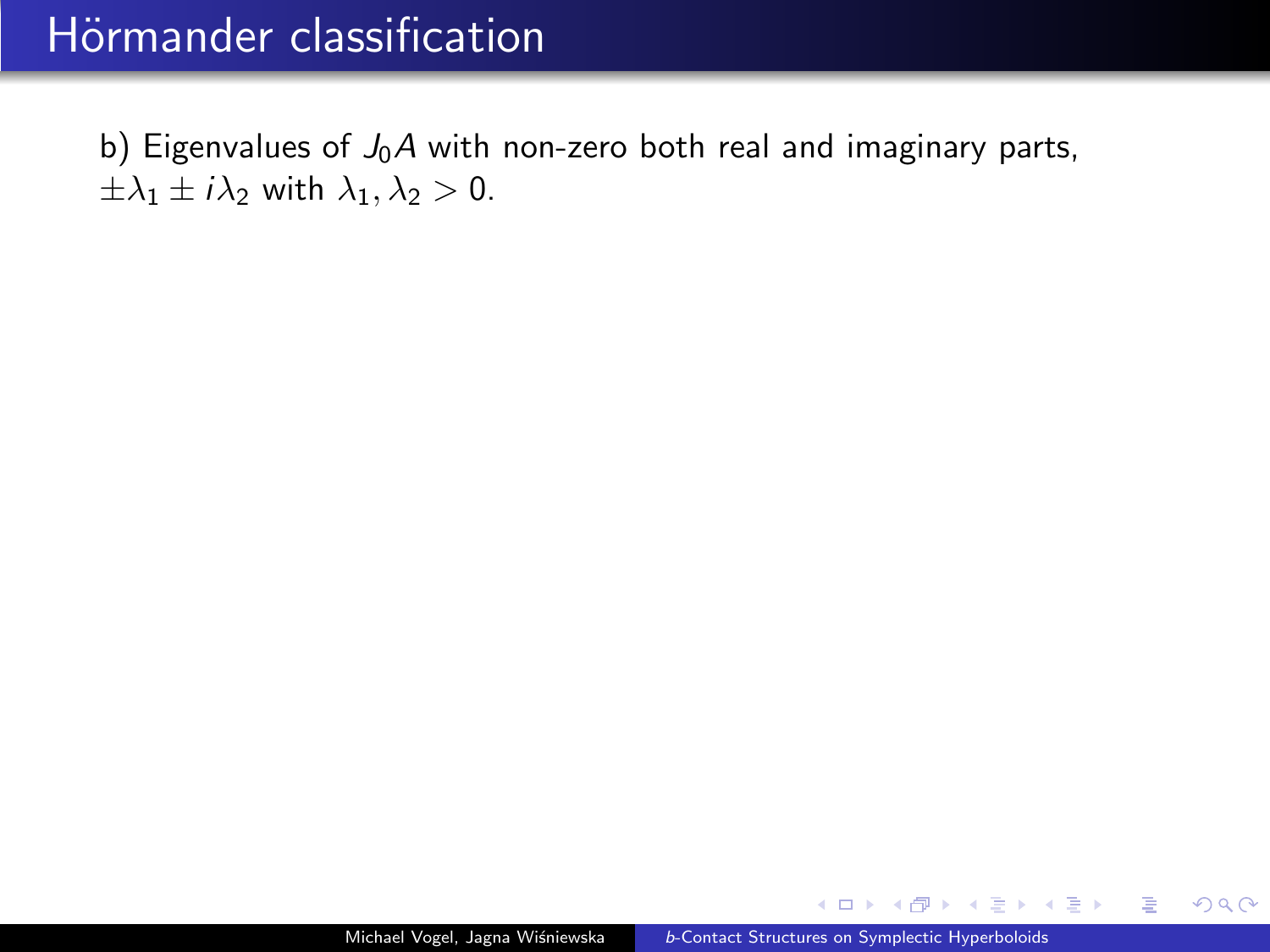# Hörmander classification

b) Eigenvalues of $J_0 A$ with non-zero both real and imaginary parts, $\pm\lambda_1 \pm i\lambda_2$ with $\lambda_1, \lambda_2 > 0$.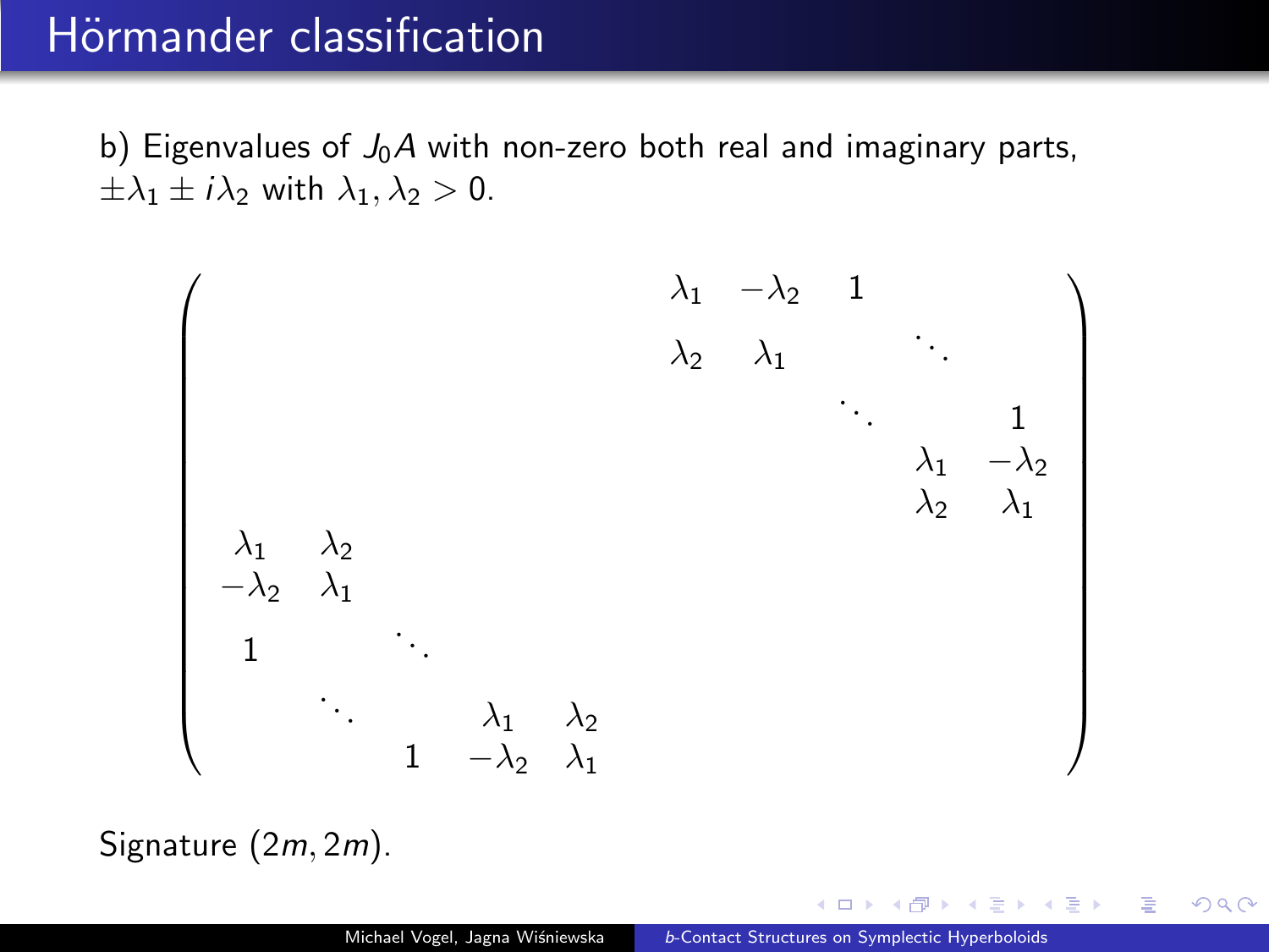# Hörmander classification

b) Eigenvalues of $J_0 A$ with non-zero both real and imaginary parts, $\pm\lambda_1 \pm i\lambda_2$ with $\lambda_1, \lambda_2 > 0$.

$$
\begin{pmatrix}
 & & & & & & \lambda_1 & -\lambda_2 & 1 & & \\
 & & & & & & \lambda_2 & \lambda_1 & & \ddots & \\
 & & & & & & & & \ddots & & 1 \\
 & & & & & & & & & \lambda_1 & -\lambda_2 \\
 & & & & & & & & & \lambda_2 & \lambda_1 \\
\lambda_1 & \lambda_2 & & & & & & & & & \\
-\lambda_2 & \lambda_1 & & & & & & & & & \\
1 & & \ddots & & & & & & & & \\
 & \ddots & & \lambda_1 & \lambda_2 & & & & & & \\
 & & 1 & -\lambda_2 & \lambda_1 & & & & & &
\end{pmatrix}
$$

Signature $(2m, 2m)$.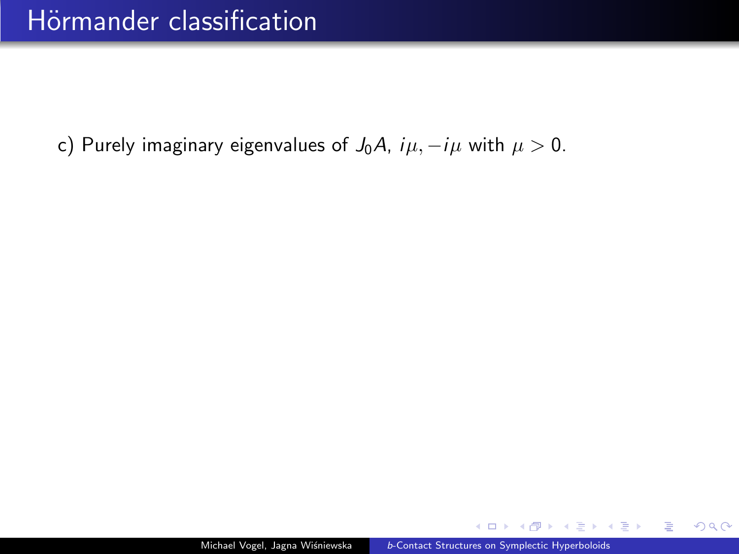# Hörmander classification

c) Purely imaginary eigenvalues of $J_0 A$, $i\mu, -i\mu$ with $\mu > 0$.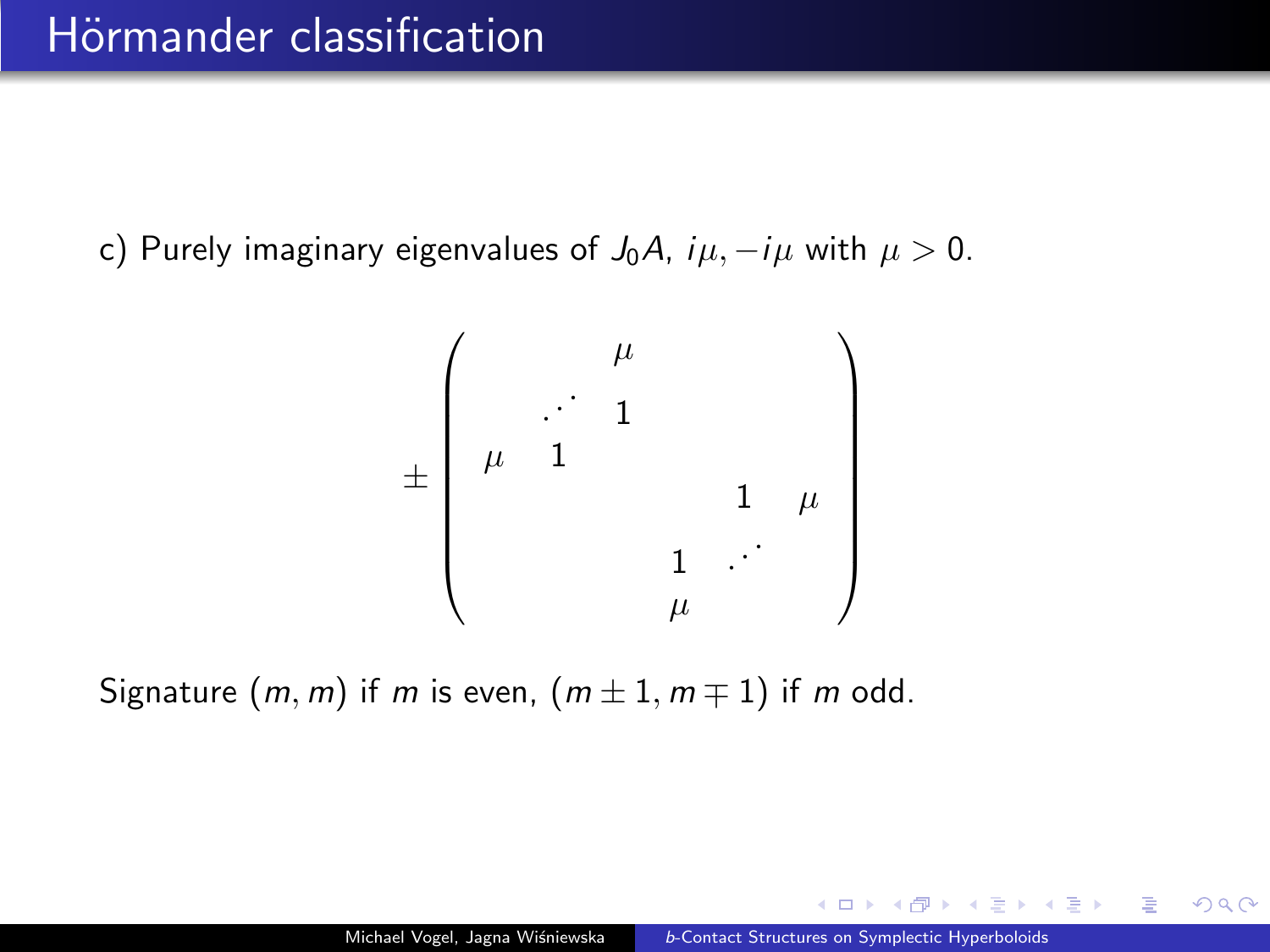# Hörmander classification

c) Purely imaginary eigenvalues of $J_0 A$, $i\mu, -i\mu$ with $\mu > 0$.

$$
\pm \begin{pmatrix}
 & & \mu & & & \\
 & \cdot^{\cdot^{\cdot}} & 1 & & & \\
\mu & 1 & & & & \\
 & & & & 1 & \mu \\
 & & & 1 & \cdot^{\cdot^{\cdot}} & \\
 & & & \mu & &
\end{pmatrix}
$$

Signature $(m, m)$ if $m$ is even, $(m \pm 1, m \mp 1)$ if $m$ odd.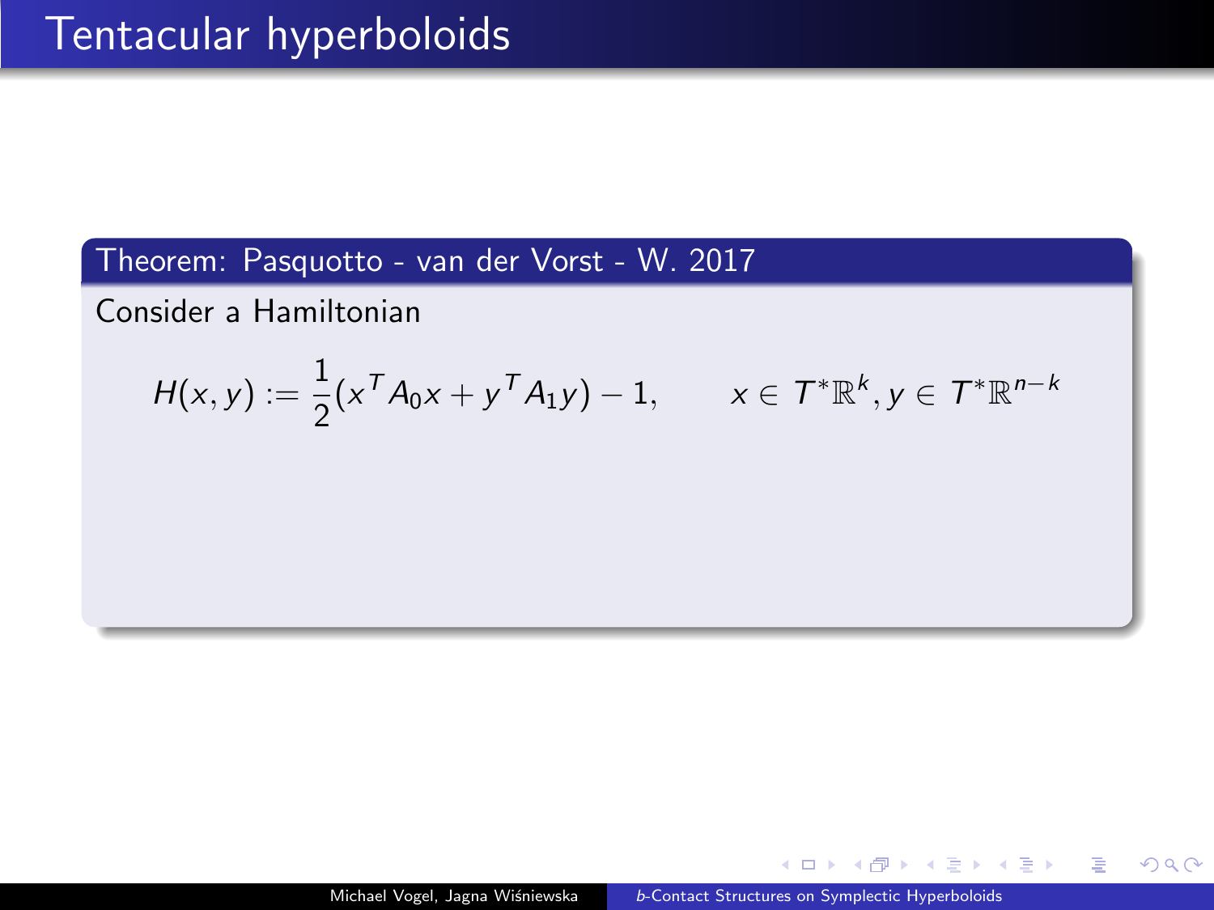# Tentacular hyperboloids

**Theorem: Pasquotto - van der Vorst - W. 2017**

Consider a Hamiltonian

$$H(x, y) := \frac{1}{2}(x^T A_0 x + y^T A_1 y) - 1, \qquad x \in T^*\mathbb{R}^k, y \in T^*\mathbb{R}^{n-k}$$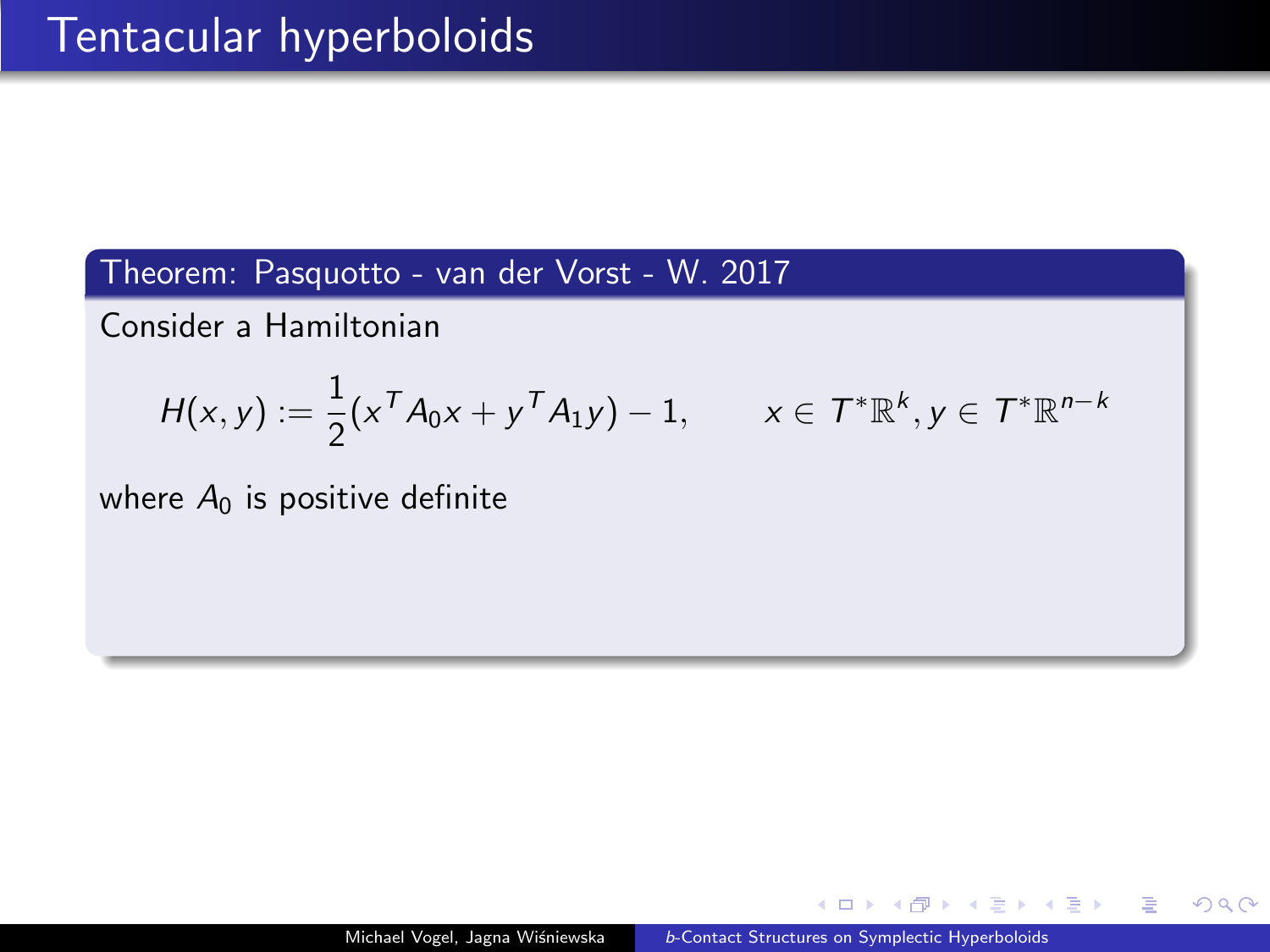# Tentacular hyperboloids

**Theorem: Pasquotto - van der Vorst - W. 2017**

Consider a Hamiltonian

$$H(x, y) := \frac{1}{2}(x^T A_0 x + y^T A_1 y) - 1, \qquad x \in T^*\mathbb{R}^k, y \in T^*\mathbb{R}^{n-k}$$

where $A_0$ is positive definite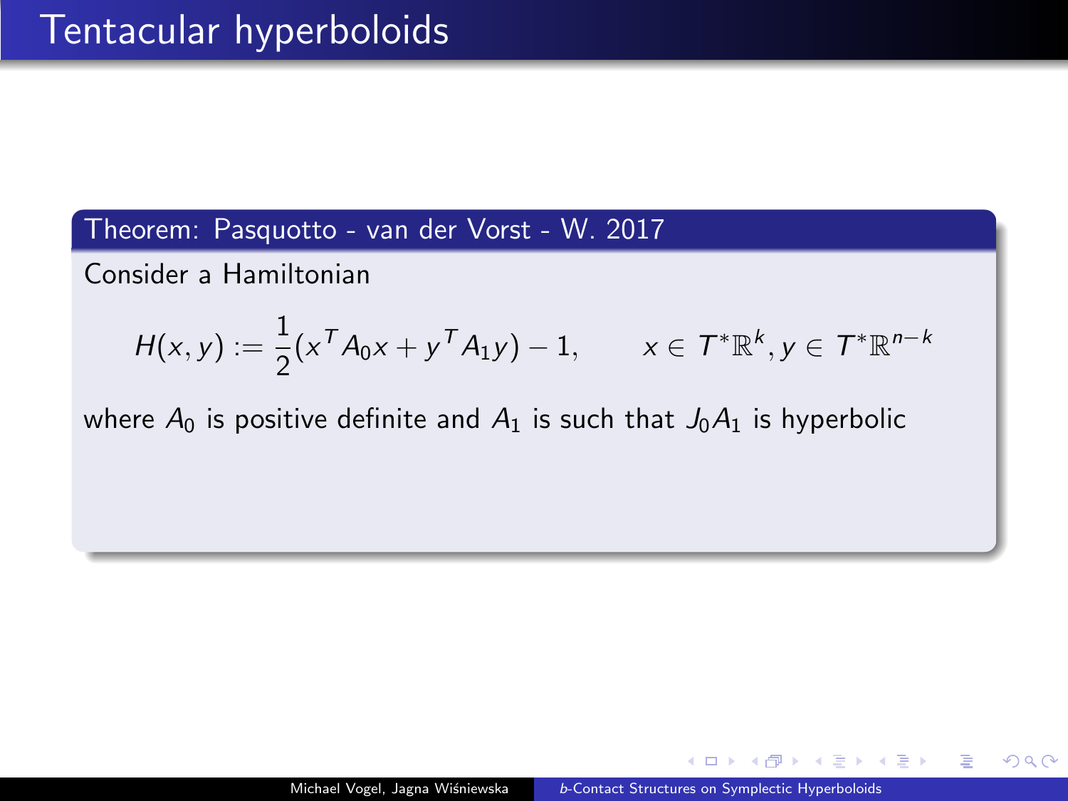# Tentacular hyperboloids

**Theorem: Pasquotto - van der Vorst - W. 2017**

Consider a Hamiltonian

$$H(x, y) := \frac{1}{2}(x^T A_0 x + y^T A_1 y) - 1, \qquad x \in T^*\mathbb{R}^k, y \in T^*\mathbb{R}^{n-k}$$

where $A_0$ is positive definite and $A_1$ is such that $J_0 A_1$ is hyperbolic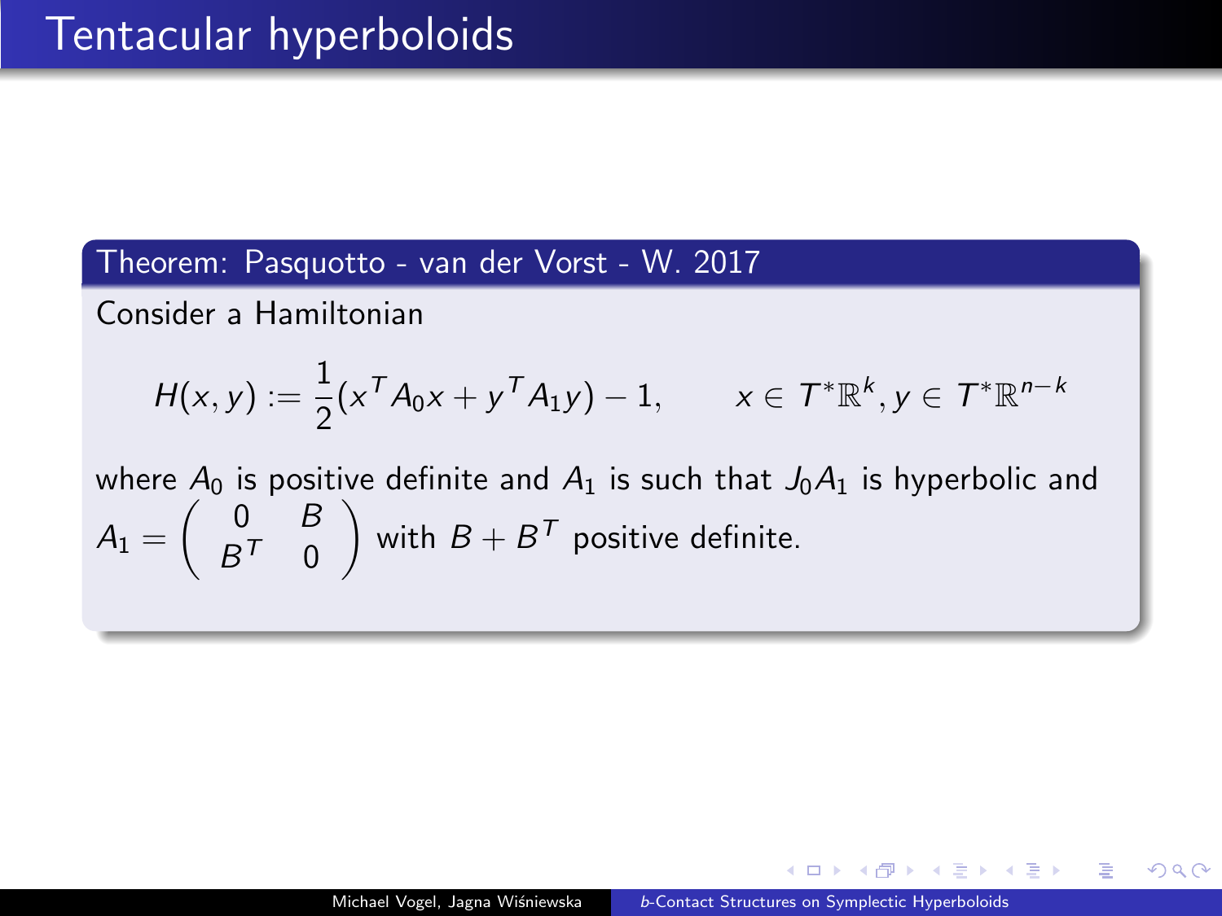# Tentacular hyperboloids

**Theorem: Pasquotto - van der Vorst - W. 2017**

Consider a Hamiltonian

$$H(x,y) := \frac{1}{2}(x^T A_0 x + y^T A_1 y) - 1, \qquad x \in T^*\mathbb{R}^k, y \in T^*\mathbb{R}^{n-k}$$

where $A_0$ is positive definite and $A_1$ is such that $J_0 A_1$ is hyperbolic and $A_1 = \begin{pmatrix} 0 & B \\ B^T & 0 \end{pmatrix}$ with $B + B^T$ positive definite.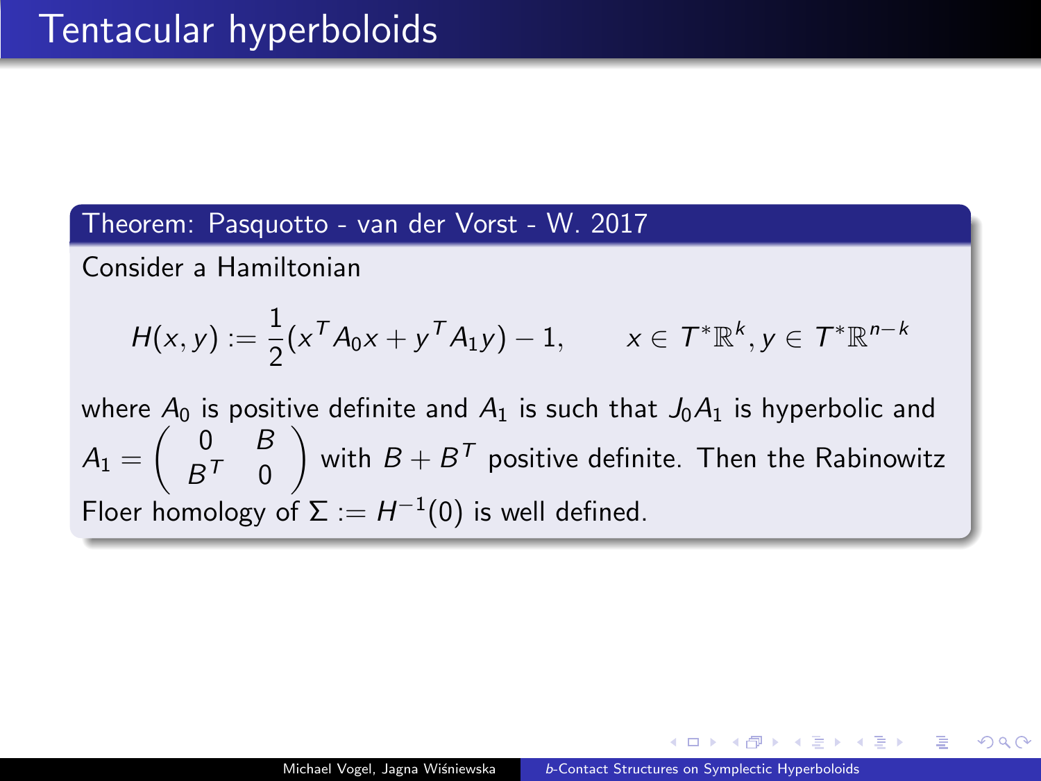# Tentacular hyperboloids

**Theorem: Pasquotto - van der Vorst - W. 2017**

Consider a Hamiltonian

$$H(x, y) := \frac{1}{2}(x^T A_0 x + y^T A_1 y) - 1, \qquad x \in T^*\mathbb{R}^k, y \in T^*\mathbb{R}^{n-k}$$

where $A_0$ is positive definite and $A_1$ is such that $J_0 A_1$ is hyperbolic and $A_1 = \begin{pmatrix} 0 & B \\ B^T & 0 \end{pmatrix}$ with $B + B^T$ positive definite. Then the Rabinowitz Floer homology of $\Sigma := H^{-1}(0)$ is well defined.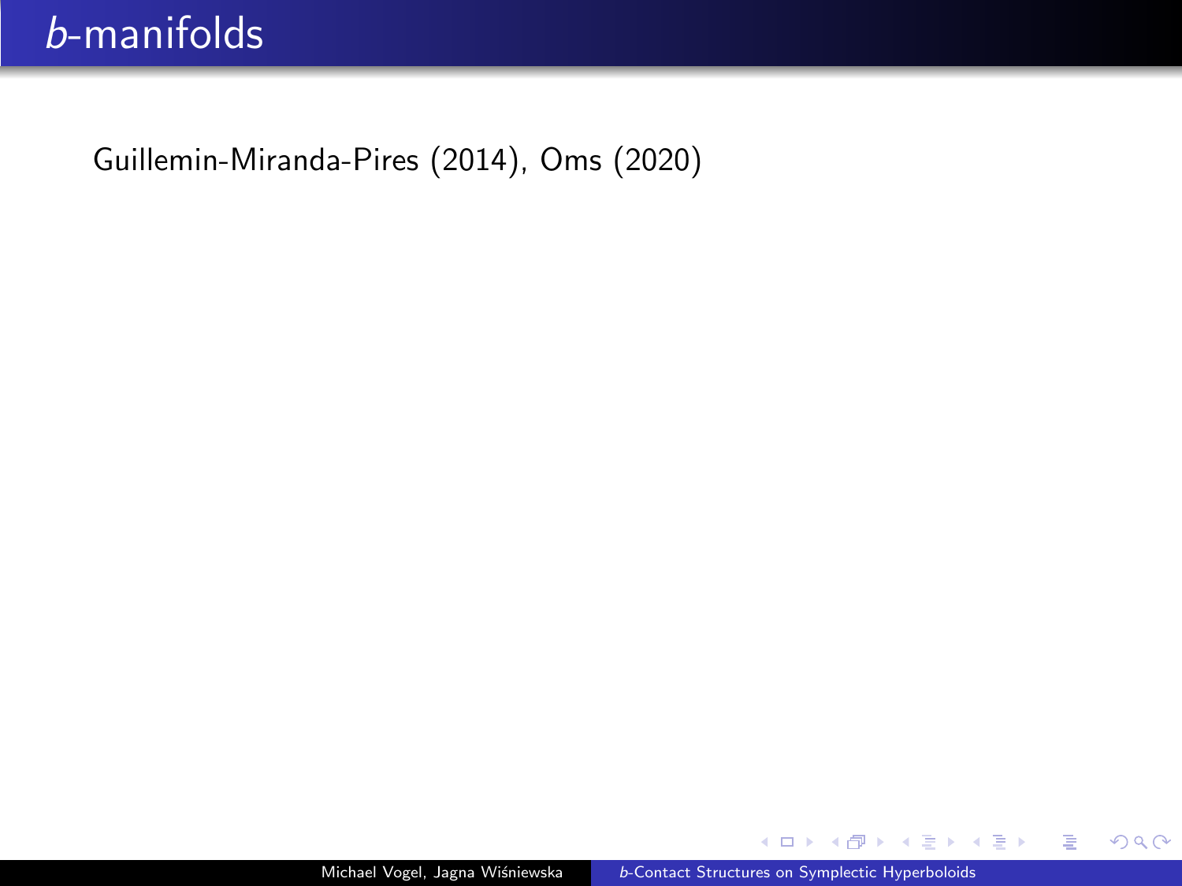# *b*-manifolds

Guillemin-Miranda-Pires (2014), Oms (2020)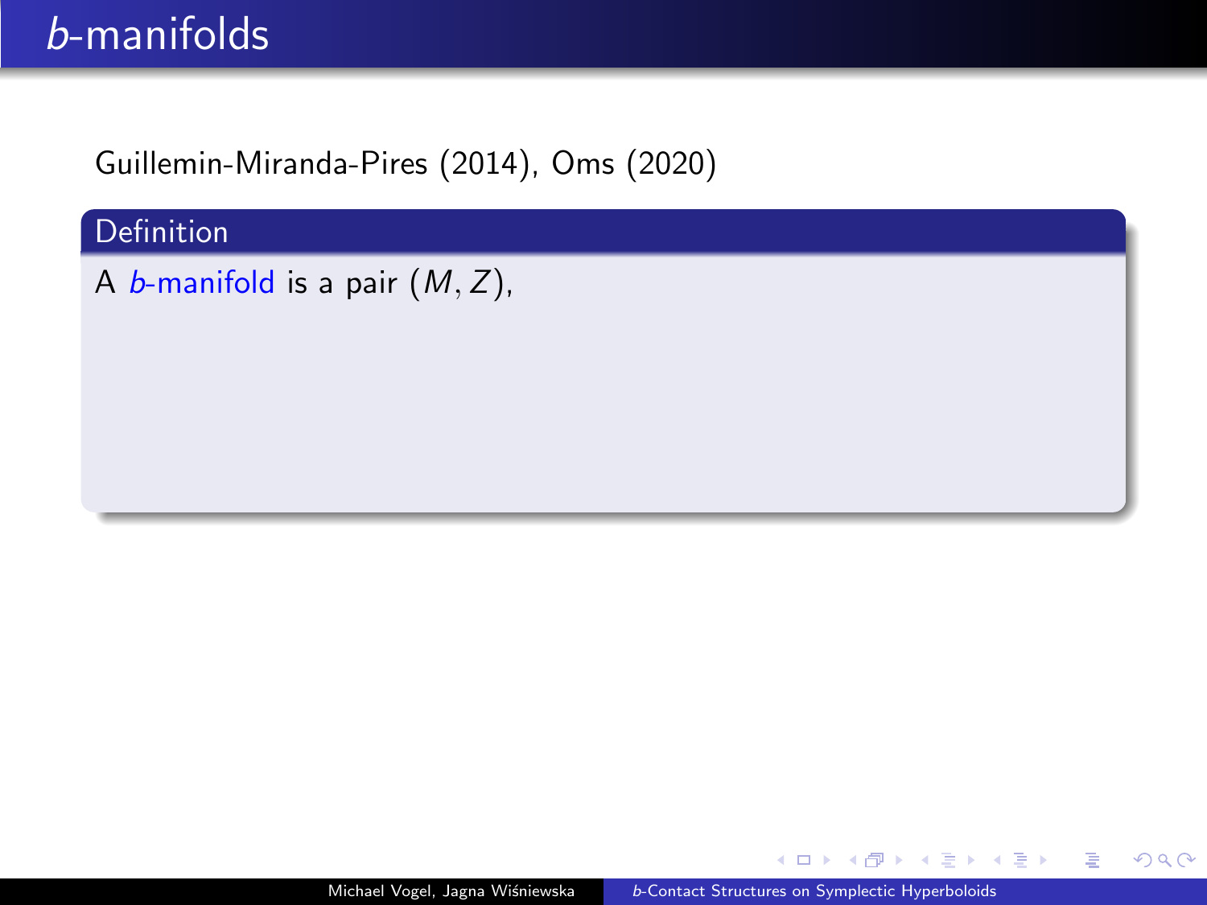# *b*-manifolds

Guillemin-Miranda-Pires (2014), Oms (2020)

**Definition**

A *b*-manifold is a pair $(M, Z)$,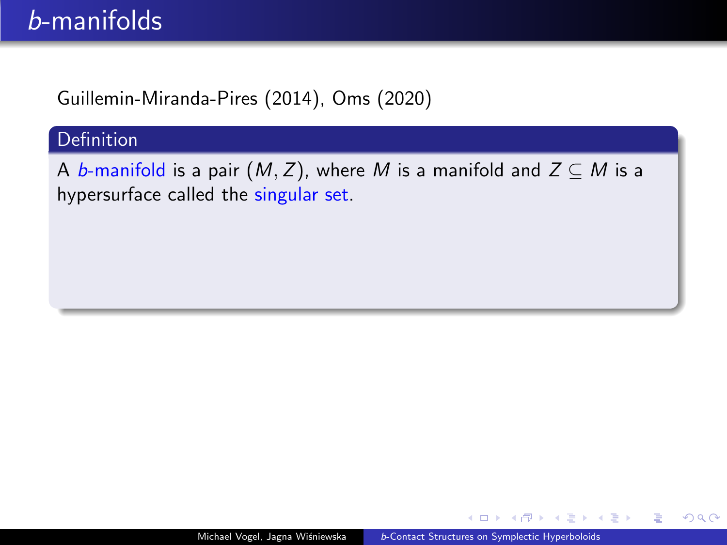# $b$-manifolds

Guillemin-Miranda-Pires (2014), Oms (2020)

**Definition**

A *$b$-manifold* is a pair $(M, Z)$, where $M$ is a manifold and $Z \subseteq M$ is a hypersurface called the singular set.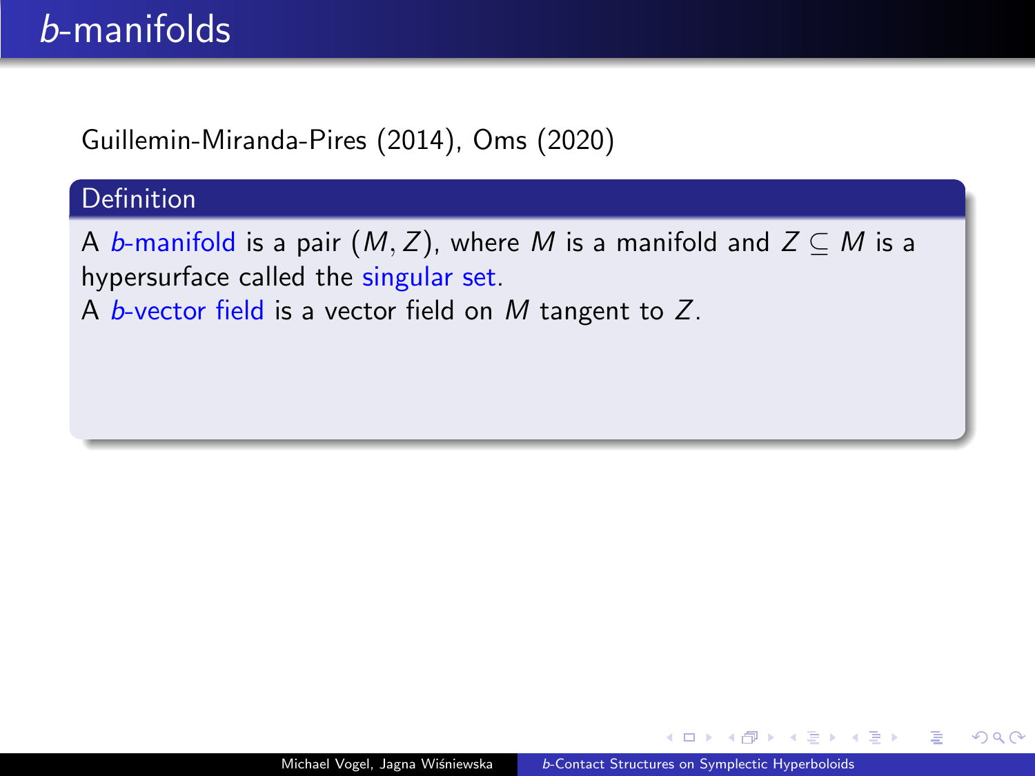# *b*-manifolds

Guillemin-Miranda-Pires (2014), Oms (2020)

**Definition**

A *b*-manifold is a pair $(M, Z)$, where $M$ is a manifold and $Z \subseteq M$ is a hypersurface called the singular set.
A *b*-vector field is a vector field on $M$ tangent to $Z$.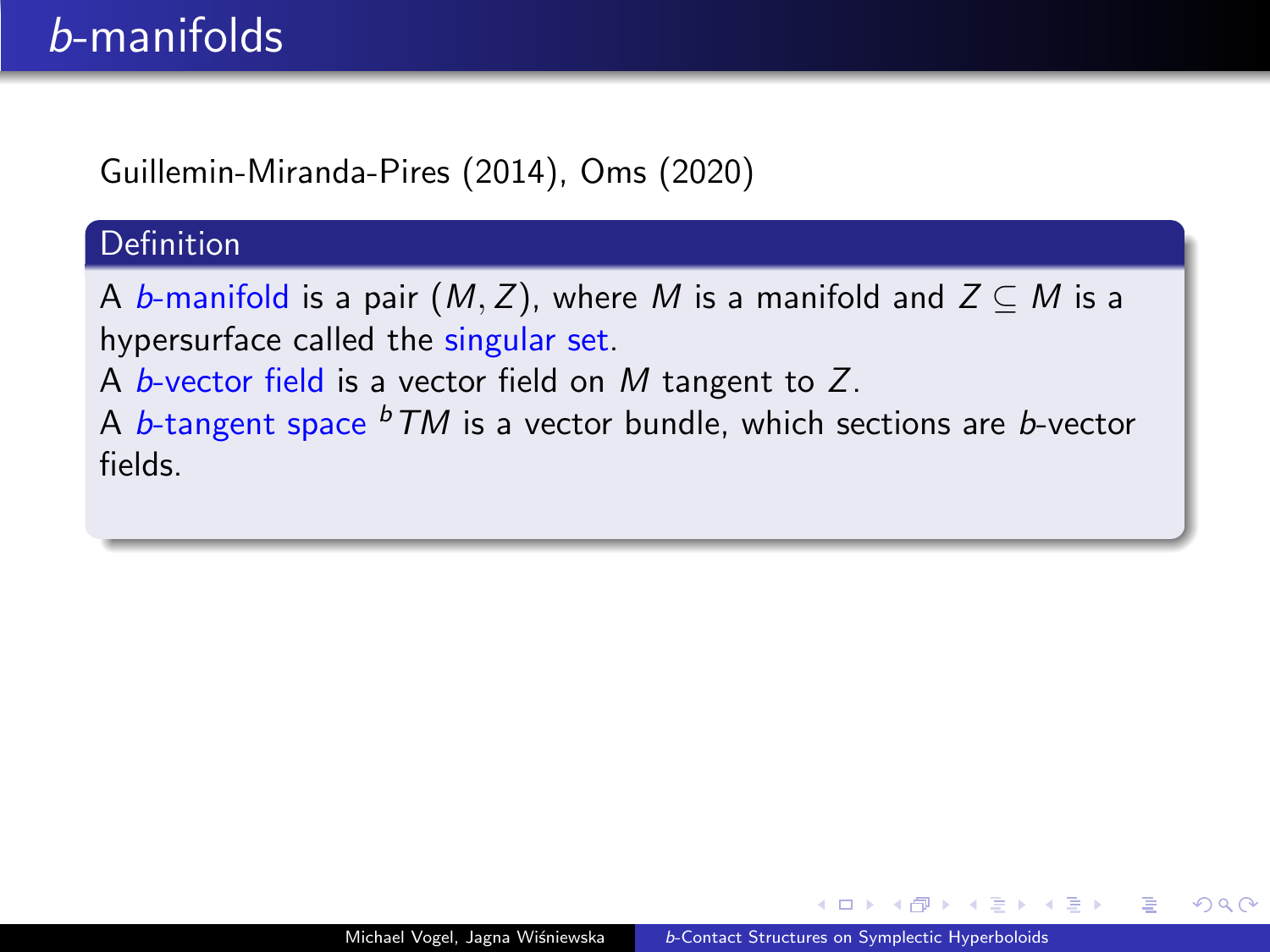# $b$-manifolds

Guillemin-Miranda-Pires (2014), Oms (2020)

**Definition**

A *$b$-manifold* is a pair $(M, Z)$, where $M$ is a manifold and $Z \subseteq M$ is a hypersurface called the singular set.
A *$b$-vector field* is a vector field on $M$ tangent to $Z$.
A *$b$-tangent space* ${}^{b}TM$ is a vector bundle, which sections are $b$-vector fields.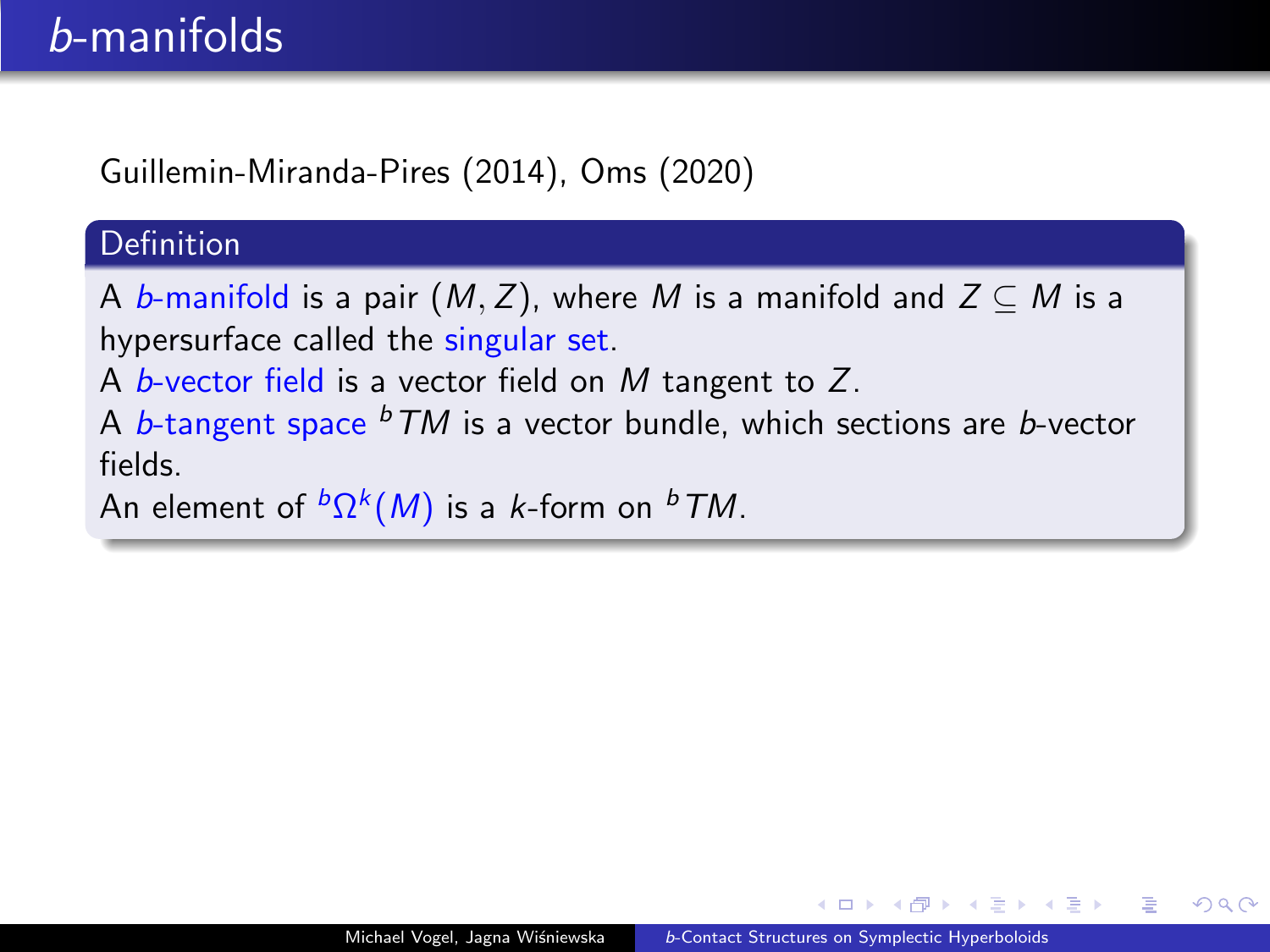# *b*-manifolds

Guillemin-Miranda-Pires (2014), Oms (2020)

**Definition**

A *b*-manifold is a pair $(M, Z)$, where $M$ is a manifold and $Z \subseteq M$ is a hypersurface called the singular set.
A *b*-vector field is a vector field on $M$ tangent to $Z$.
A *b*-tangent space ${}^bTM$ is a vector bundle, which sections are *b*-vector fields.
An element of ${}^b\Omega^k(M)$ is a $k$-form on ${}^bTM$.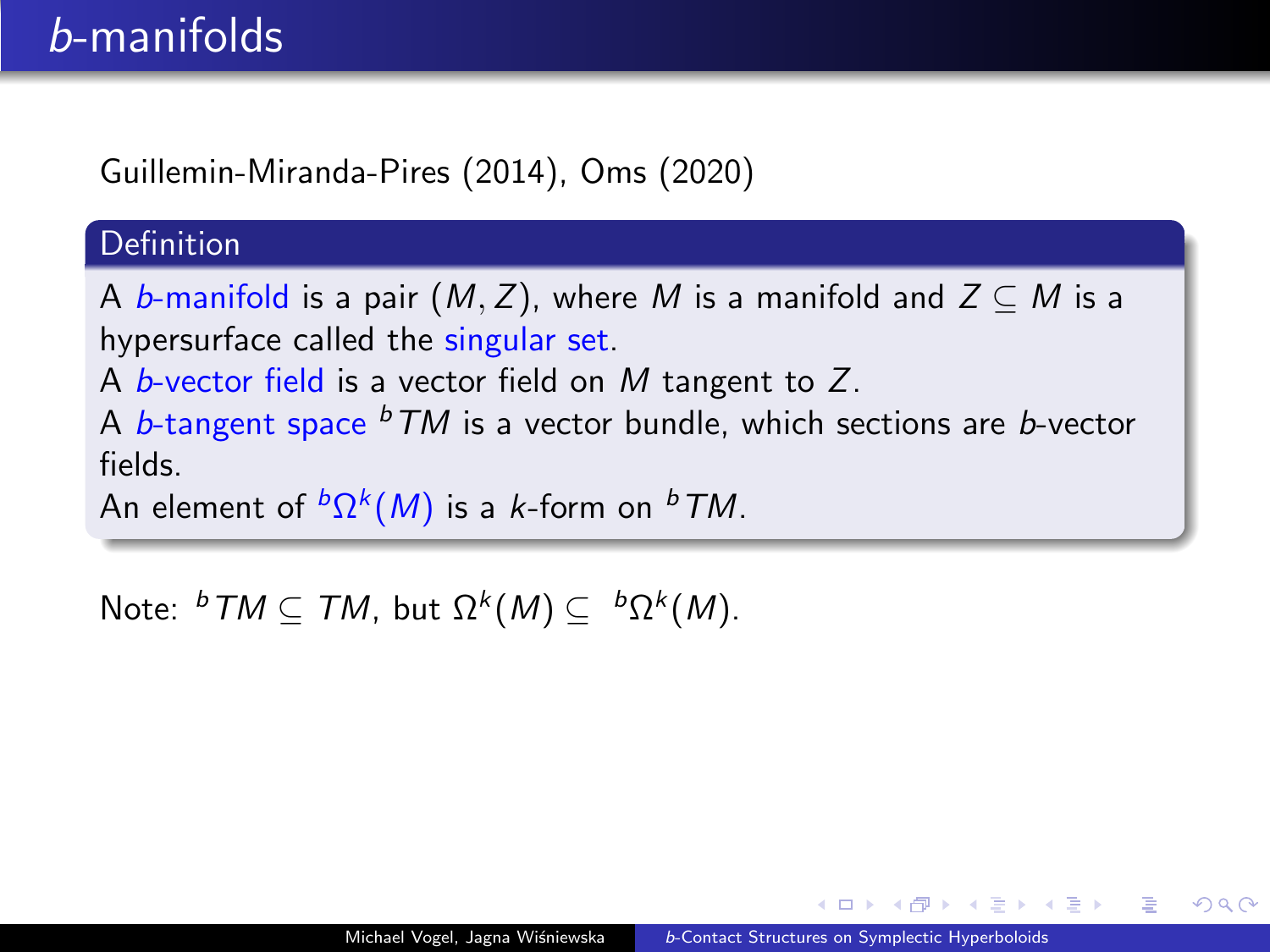# $b$-manifolds

Guillemin-Miranda-Pires (2014), Oms (2020)

**Definition**

A *b-manifold* is a pair $(M, Z)$, where $M$ is a manifold and $Z \subseteq M$ is a hypersurface called the singular set.
A *b-vector field* is a vector field on $M$ tangent to $Z$.
A *b-tangent space* ${}^bTM$ is a vector bundle, which sections are $b$-vector fields.
An element of ${}^b\Omega^k(M)$ is a $k$-form on ${}^bTM$.

Note: ${}^bTM \subseteq TM$, but $\Omega^k(M) \subseteq {}^b\Omega^k(M)$.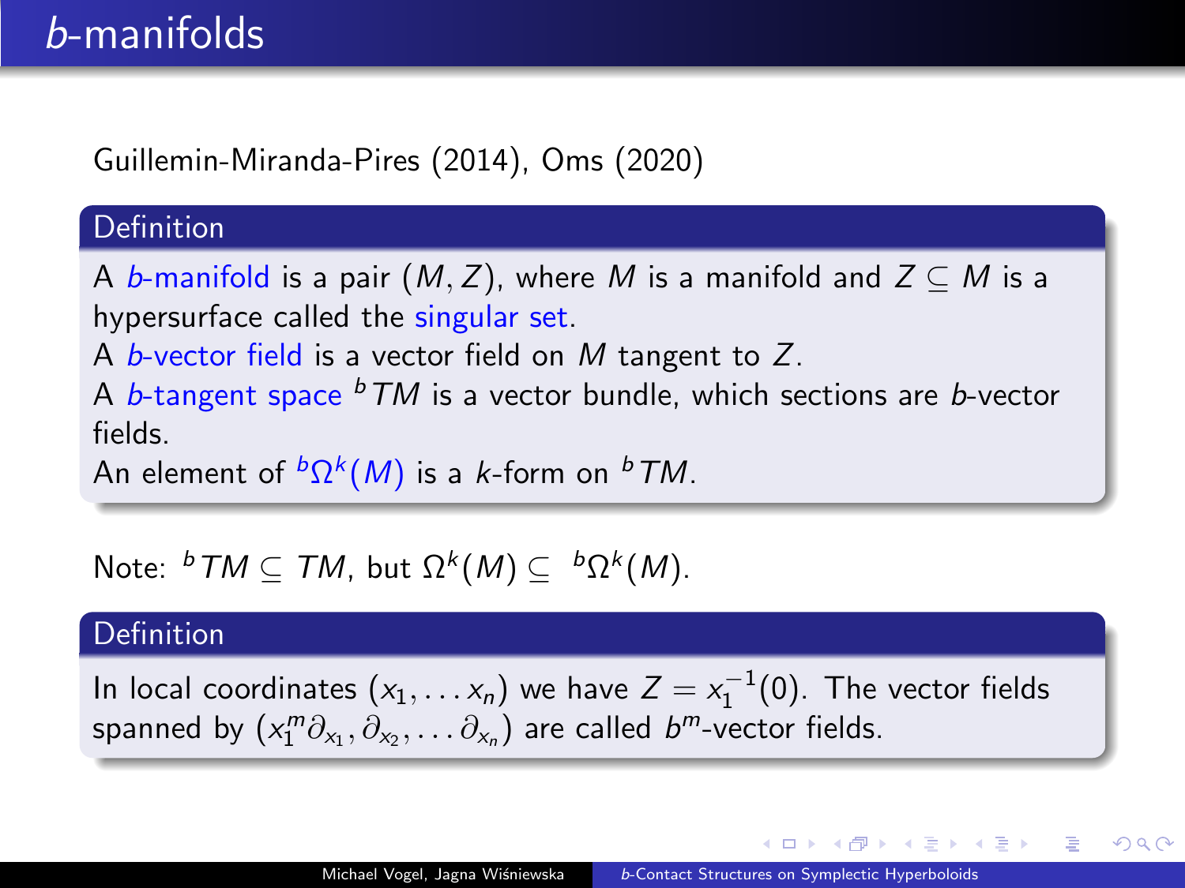# *b*-manifolds

Guillemin-Miranda-Pires (2014), Oms (2020)

**Definition**

A *b*-manifold is a pair $(M, Z)$, where $M$ is a manifold and $Z \subseteq M$ is a hypersurface called the singular set.
A *b*-vector field is a vector field on $M$ tangent to $Z$.
A *b*-tangent space ${}^bTM$ is a vector bundle, which sections are *b*-vector fields.
An element of ${}^b\Omega^k(M)$ is a $k$-form on ${}^bTM$.

Note: ${}^bTM \subseteq TM$, but $\Omega^k(M) \subseteq {}^b\Omega^k(M)$.

**Definition**

In local coordinates $(x_1, \dots x_n)$ we have $Z = x_1^{-1}(0)$. The vector fields spanned by $(x_1^m \partial_{x_1}, \partial_{x_2}, \dots \partial_{x_n})$ are called $b^m$-vector fields.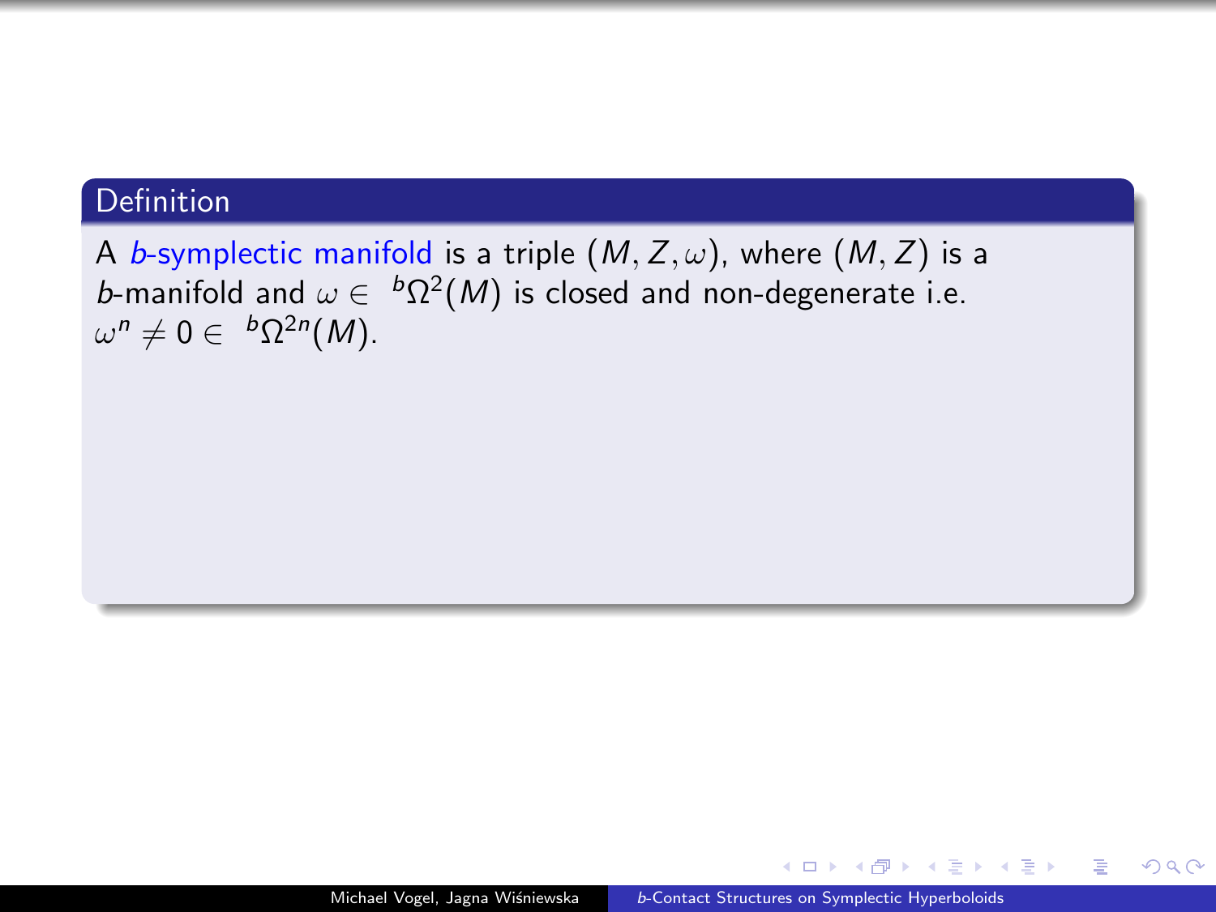**Definition**

A *b-symplectic manifold* is a triple $(M, Z, \omega)$, where $(M, Z)$ is a $b$-manifold and $\omega \in {}^b\Omega^2(M)$ is closed and non-degenerate i.e. $\omega^n \neq 0 \in {}^b\Omega^{2n}(M)$.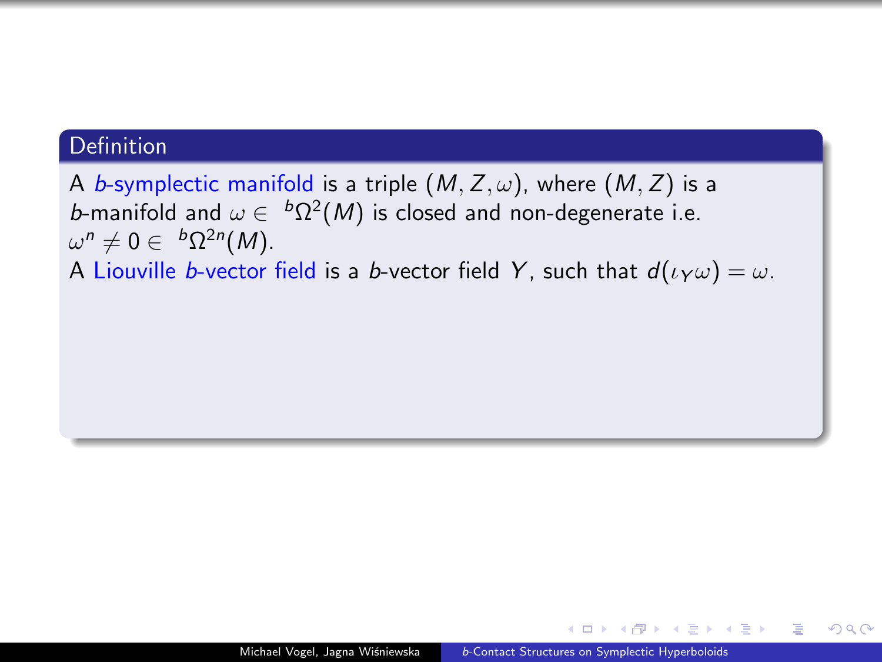### Definition

A *b*-symplectic manifold is a triple $(M, Z, \omega)$, where $(M, Z)$ is a *b*-manifold and $\omega \in {}^b\Omega^2(M)$ is closed and non-degenerate i.e. $\omega^n \neq 0 \in {}^b\Omega^{2n}(M)$.

A Liouville *b*-vector field is a *b*-vector field $Y$, such that $d(\iota_Y \omega) = \omega$.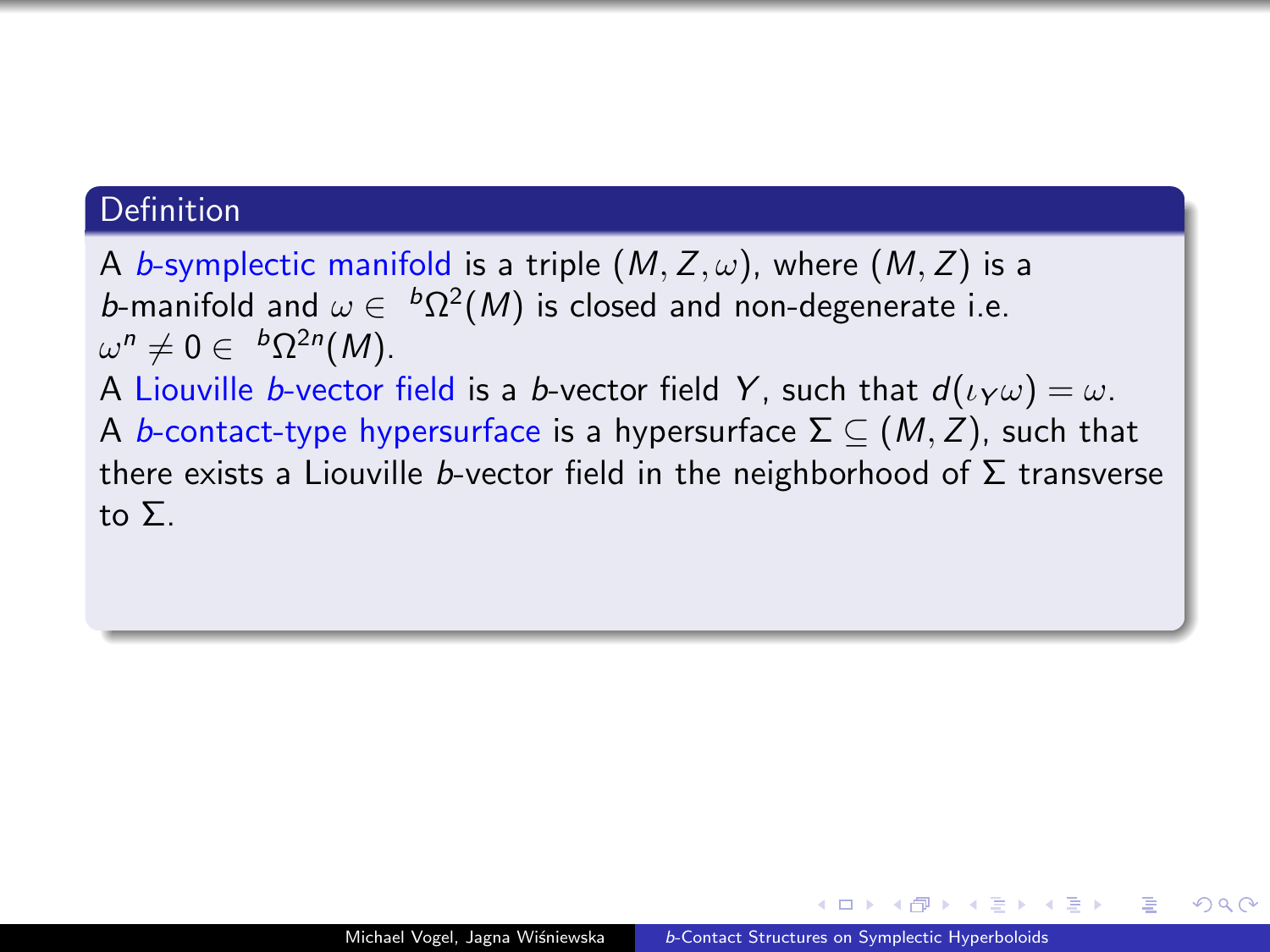**Definition**

A *b-symplectic manifold* is a triple $(M, Z, \omega)$, where $(M, Z)$ is a $b$-manifold and $\omega \in {}^b\Omega^2(M)$ is closed and non-degenerate i.e. $\omega^n \neq 0 \in {}^b\Omega^{2n}(M)$.

A *Liouville b-vector field* is a $b$-vector field $Y$, such that $d(\iota_Y \omega) = \omega$.

A *b-contact-type hypersurface* is a hypersurface $\Sigma \subseteq (M, Z)$, such that there exists a Liouville $b$-vector field in the neighborhood of $\Sigma$ transverse to $\Sigma$.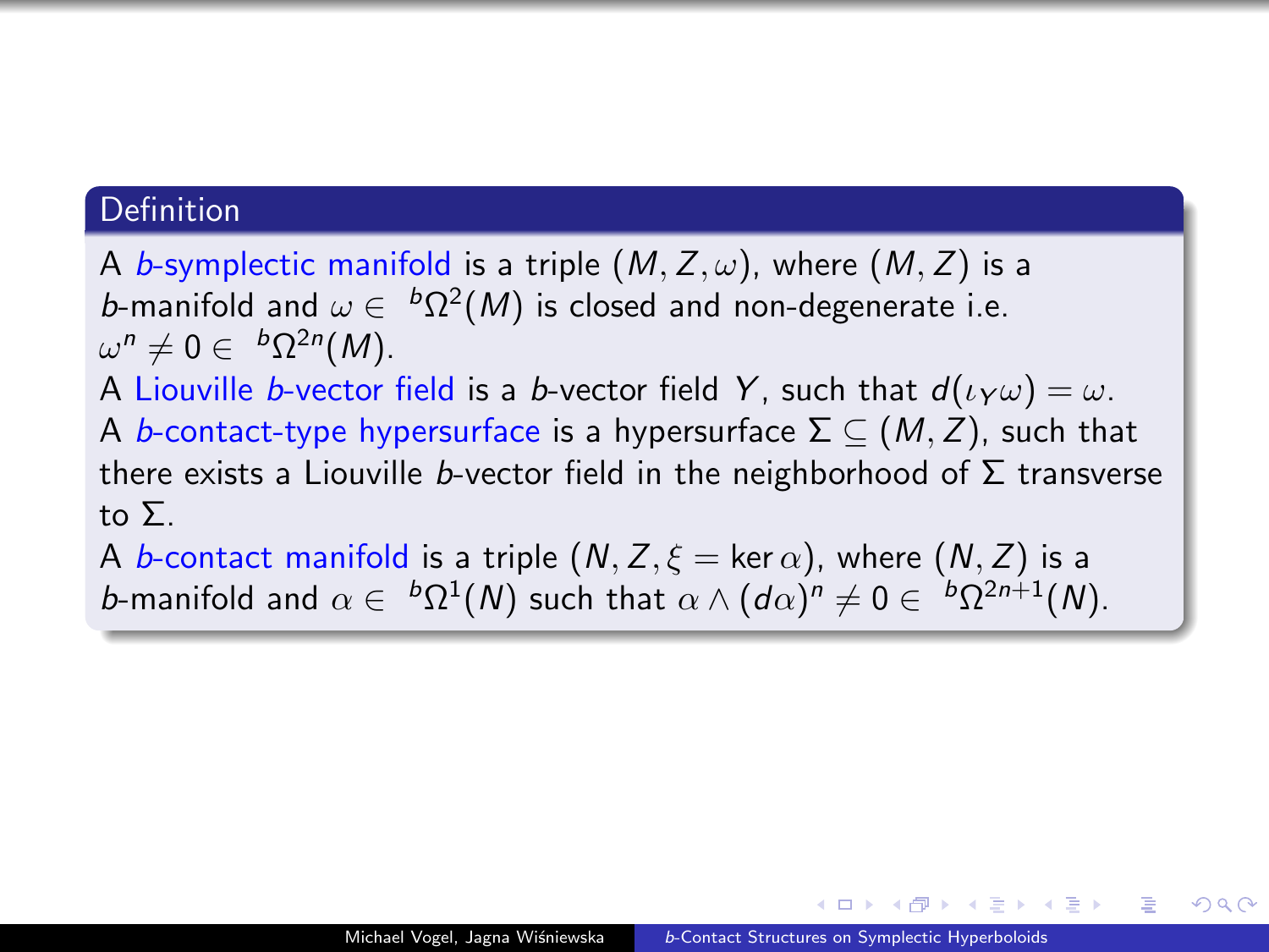### Definition

A *b*-symplectic manifold is a triple $(M, Z, \omega)$, where $(M, Z)$ is a *b*-manifold and $\omega \in {}^b\Omega^2(M)$ is closed and non-degenerate i.e. $\omega^n \neq 0 \in {}^b\Omega^{2n}(M)$.

A Liouville *b*-vector field is a *b*-vector field $Y$, such that $d(\iota_Y \omega) = \omega$.

A *b*-contact-type hypersurface is a hypersurface $\Sigma \subseteq (M, Z)$, such that there exists a Liouville *b*-vector field in the neighborhood of $\Sigma$ transverse to $\Sigma$.

A *b*-contact manifold is a triple $(N, Z, \xi = \ker \alpha)$, where $(N, Z)$ is a *b*-manifold and $\alpha \in {}^b\Omega^1(N)$ such that $\alpha \wedge (d\alpha)^n \neq 0 \in {}^b\Omega^{2n+1}(N)$.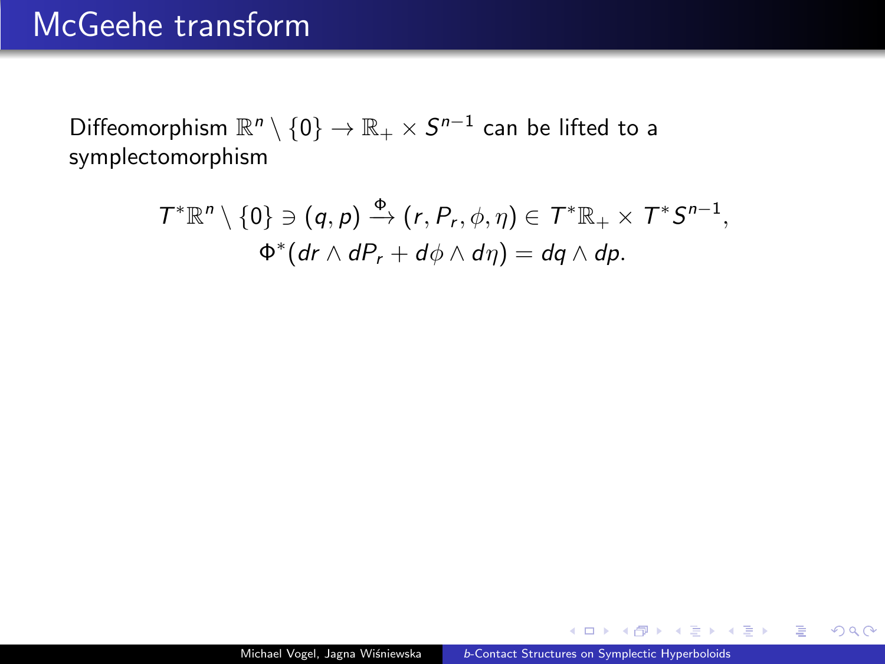# McGeehe transform

Diffeomorphism $\mathbb{R}^n \setminus \{0\} \to \mathbb{R}_+ \times S^{n-1}$ can be lifted to a symplectomorphism

$$T^*\mathbb{R}^n \setminus \{0\} \ni (q, p) \xrightarrow{\Phi} (r, P_r, \phi, \eta) \in T^*\mathbb{R}_+ \times T^*S^{n-1},$$
$$\Phi^*(dr \wedge dP_r + d\phi \wedge d\eta) = dq \wedge dp.$$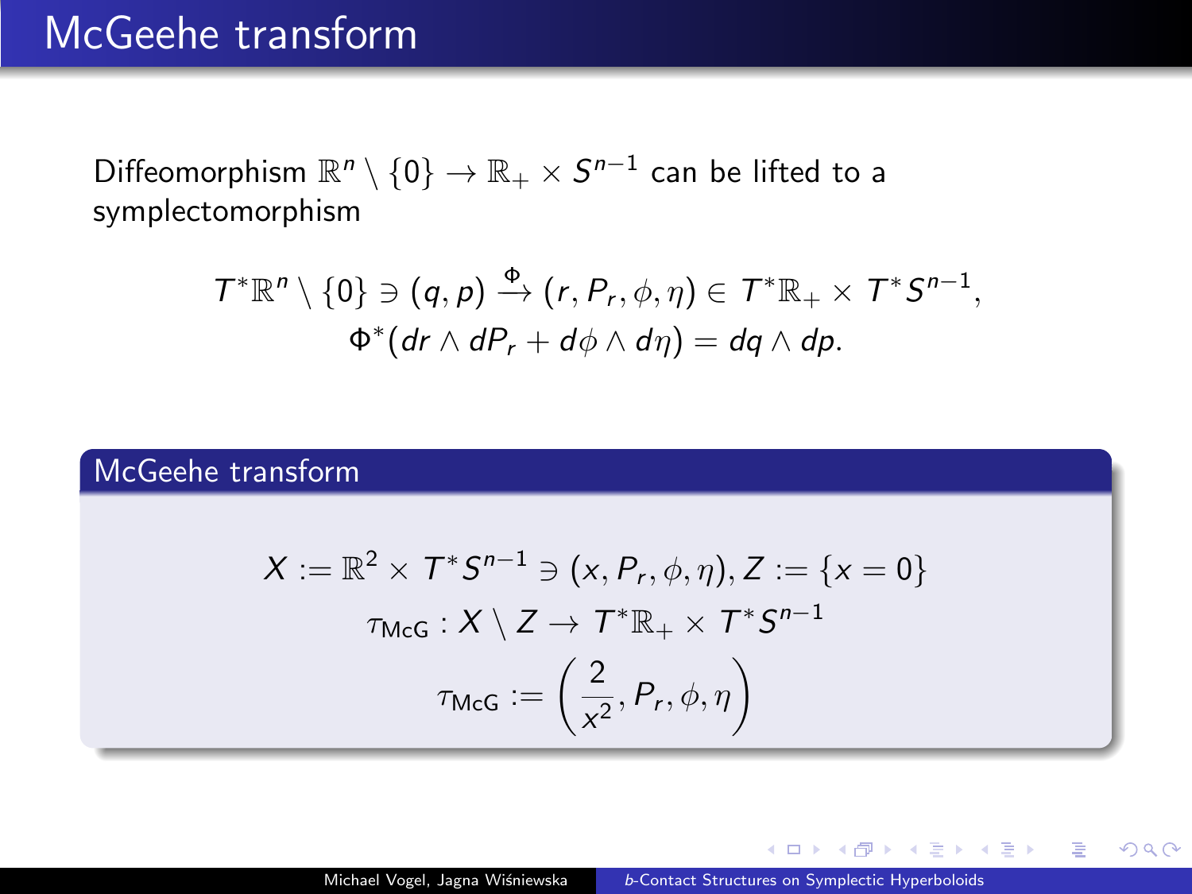# McGeehe transform

Diffeomorphism $\mathbb{R}^n \setminus \{0\} \to \mathbb{R}_+ \times S^{n-1}$ can be lifted to a symplectomorphism

$$T^*\mathbb{R}^n \setminus \{0\} \ni (q, p) \xrightarrow{\Phi} (r, P_r, \phi, \eta) \in T^*\mathbb{R}_+ \times T^*S^{n-1},$$
$$\Phi^*(dr \wedge dP_r + d\phi \wedge d\eta) = dq \wedge dp.$$

## McGeehe transform

$$X := \mathbb{R}^2 \times T^*S^{n-1} \ni (x, P_r, \phi, \eta), Z := \{x = 0\}$$
$$\tau_{\text{McG}} : X \setminus Z \to T^*\mathbb{R}_+ \times T^*S^{n-1}$$
$$\tau_{\text{McG}} := \left( \frac{2}{x^2}, P_r, \phi, \eta \right)$$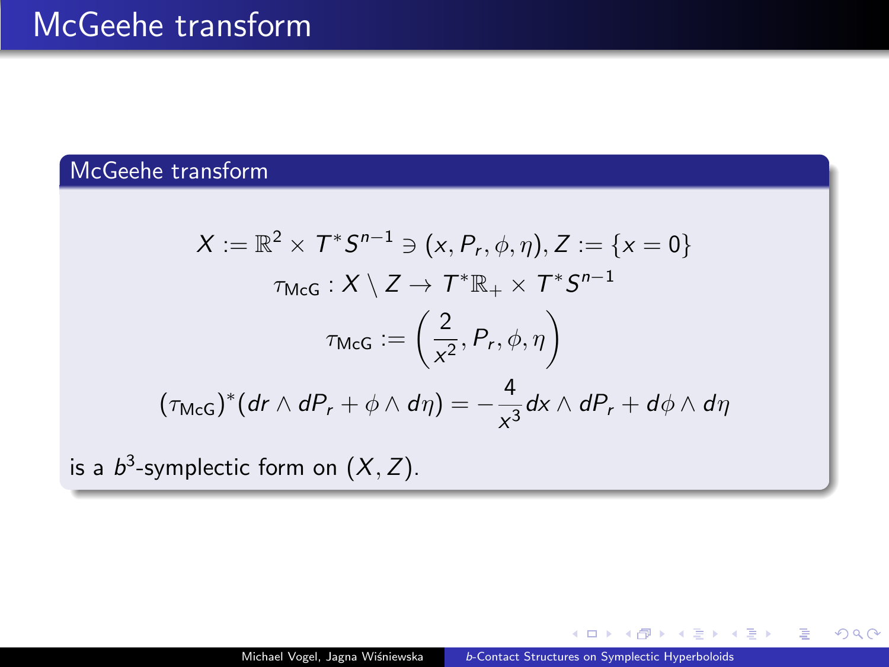# McGeehe transform

## McGeehe transform

$$X := \mathbb{R}^2 \times T^*S^{n-1} \ni (x, P_r, \phi, \eta), Z := \{x = 0\}$$

$$\tau_{\mathrm{McG}} : X \setminus Z \to T^*\mathbb{R}_+ \times T^*S^{n-1}$$

$$\tau_{\mathrm{McG}} := \left( \frac{2}{x^2}, P_r, \phi, \eta \right)$$

$$(\tau_{\mathrm{McG}})^*(dr \wedge dP_r + \phi \wedge d\eta) = -\frac{4}{x^3} dx \wedge dP_r + d\phi \wedge d\eta$$

is a $b^3$-symplectic form on $(X, Z)$.